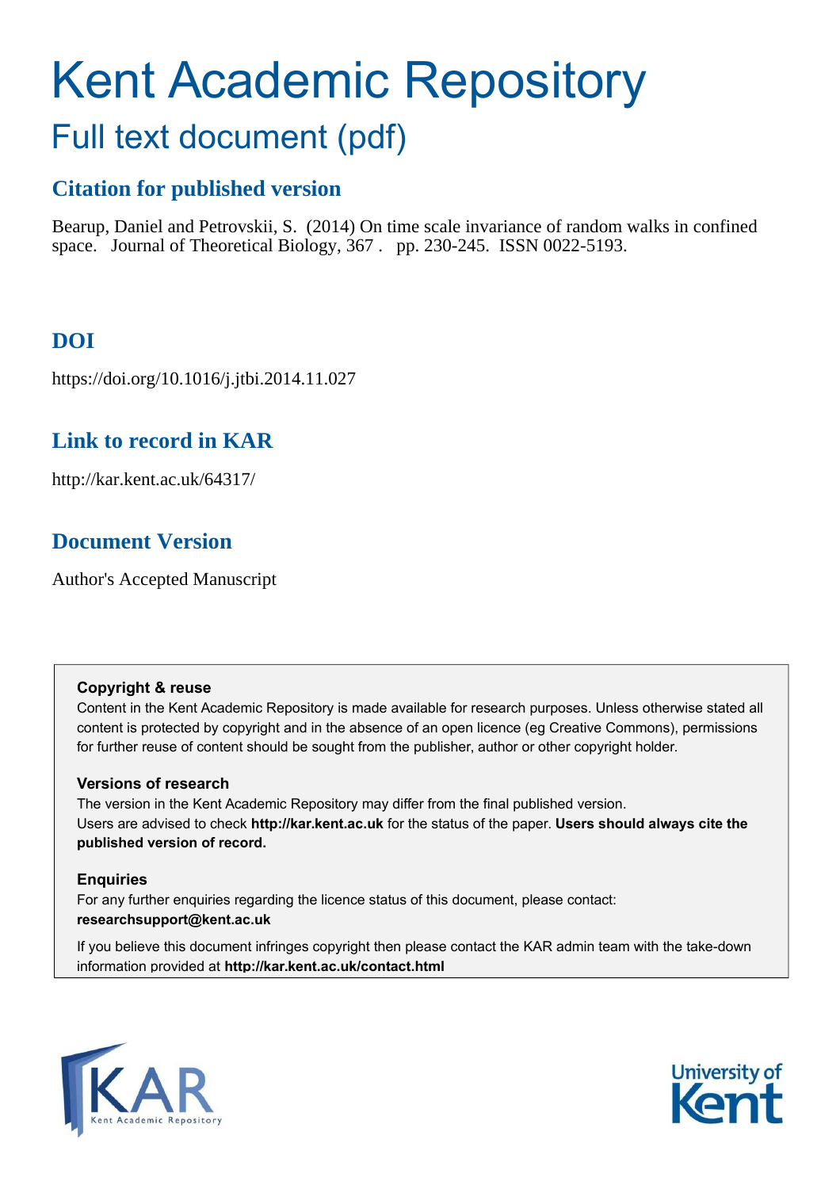# Kent Academic Repository

## Full text document (pdf)

### Citation for published version

Bearup, Daniel and Petrovskii, S. (2014) On time scale invariance of random walks in confined space. Journal of Theoretical Biology, 367 . pp. 230-245. ISSN 0022-5193.

### DOI

https://doi.org/10.1016/j.jtbi.2014.11.027

### Link to record in KAR

http://kar.kent.ac.uk/64317/

### Document Version

Author's Accepted Manuscript

**Copyright & reuse**

Content in the Kent Academic Repository is made available for research purposes. Unless otherwise stated all content is protected by copyright and in the absence of an open licence (eg Creative Commons), permissions for further reuse of content should be sought from the publisher, author or other copyright holder.

**Versions of research**

The version in the Kent Academic Repository may differ from the final published version. Users are advised to check **http://kar.kent.ac.uk** for the status of the paper. **Users should always cite the published version of record.**

**Enquiries**

For any further enquiries regarding the licence status of this document, please contact: **researchsupport@kent.ac.uk**

If you believe this document infringes copyright then please contact the KAR admin team with the take-down information provided at **http://kar.kent.ac.uk/contact.html**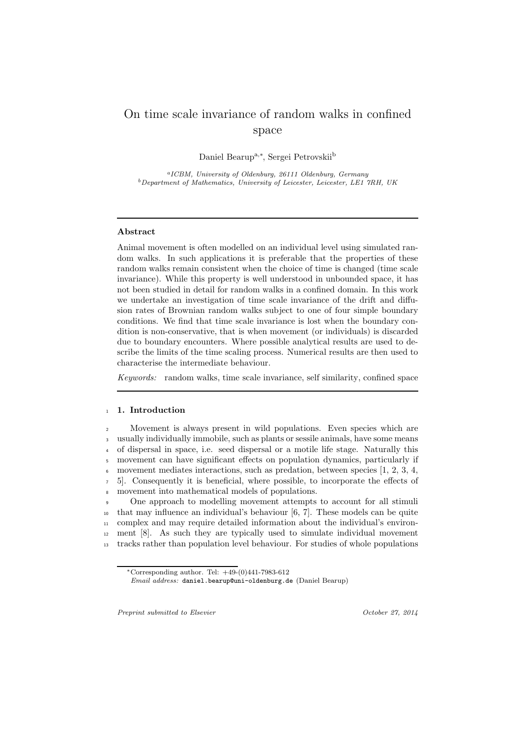# On time scale invariance of random walks in confined space

Daniel Bearup[a,*], Sergei Petrovskii[b]

[a]*ICBM, University of Oldenburg, 26111 Oldenburg, Germany*
[b]*Department of Mathematics, University of Leicester, Leicester, LE1 7RH, UK*

---

### Abstract

Animal movement is often modelled on an individual level using simulated random walks. In such applications it is preferable that the properties of these random walks remain consistent when the choice of time is changed (time scale invariance). While this property is well understood in unbounded space, it has not been studied in detail for random walks in a confined domain. In this work we undertake an investigation of time scale invariance of the drift and diffusion rates of Brownian random walks subject to one of four simple boundary conditions. We find that time scale invariance is lost when the boundary condition is non-conservative, that is when movement (or individuals) is discarded due to boundary encounters. Where possible analytical results are used to describe the limits of the time scaling process. Numerical results are then used to characterise the intermediate behaviour.

*Keywords:* random walks, time scale invariance, self similarity, confined space

---

## 1. Introduction

Movement is always present in wild populations. Even species which are usually individually immobile, such as plants or sessile animals, have some means of dispersal in space, i.e. seed dispersal or a motile life stage. Naturally this movement can have significant effects on population dynamics, particularly if movement mediates interactions, such as predation, between species [1, 2, 3, 4, 5]. Consequently it is beneficial, where possible, to incorporate the effects of movement into mathematical models of populations.

One approach to modelling movement attempts to account for all stimuli that may influence an individual's behaviour [6, 7]. These models can be quite complex and may require detailed information about the individual's environment [8]. As such they are typically used to simulate individual movement tracks rather than population level behaviour. For studies of whole populations

---

*Corresponding author. Tel: +49-(0)441-7983-612
*Email address:* daniel.bearup@uni-oldenburg.de (Daniel Bearup)

*Preprint submitted to Elsevier* October 27, 2014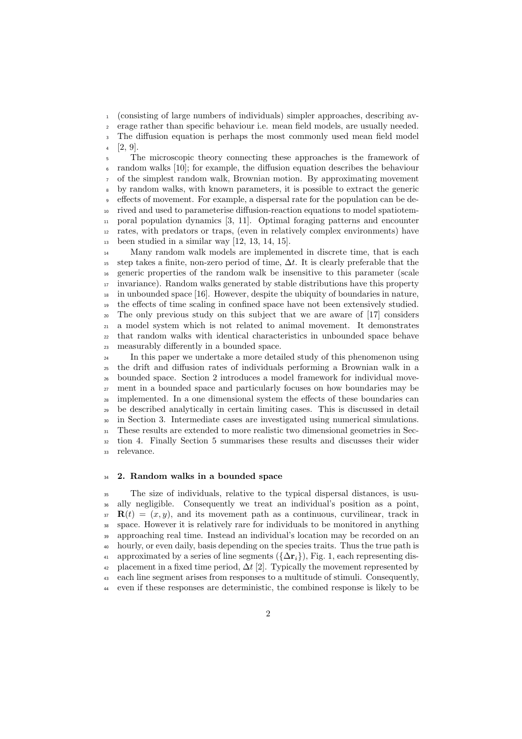(consisting of large numbers of individuals) simpler approaches, describing average rather than specific behaviour i.e. mean field models, are usually needed. The diffusion equation is perhaps the most commonly used mean field model [2, 9].

The microscopic theory connecting these approaches is the framework of random walks [10]; for example, the diffusion equation describes the behaviour of the simplest random walk, Brownian motion. By approximating movement by random walks, with known parameters, it is possible to extract the generic effects of movement. For example, a dispersal rate for the population can be derived and used to parameterise diffusion-reaction equations to model spatiotemporal population dynamics [3, 11]. Optimal foraging patterns and encounter rates, with predators or traps, (even in relatively complex environments) have been studied in a similar way [12, 13, 14, 15].

Many random walk models are implemented in discrete time, that is each step takes a finite, non-zero period of time, $\Delta t$. It is clearly preferable that the generic properties of the random walk be insensitive to this parameter (scale invariance). Random walks generated by stable distributions have this property in unbounded space [16]. However, despite the ubiquity of boundaries in nature, the effects of time scaling in confined space have not been extensively studied. The only previous study on this subject that we are aware of [17] considers a model system which is not related to animal movement. It demonstrates that random walks with identical characteristics in unbounded space behave measurably differently in a bounded space.

In this paper we undertake a more detailed study of this phenomenon using the drift and diffusion rates of individuals performing a Brownian walk in a bounded space. Section 2 introduces a model framework for individual movement in a bounded space and particularly focuses on how boundaries may be implemented. In a one dimensional system the effects of these boundaries can be described analytically in certain limiting cases. This is discussed in detail in Section 3. Intermediate cases are investigated using numerical simulations. These results are extended to more realistic two dimensional geometries in Section 4. Finally Section 5 summarises these results and discusses their wider relevance.

## 2. Random walks in a bounded space

The size of individuals, relative to the typical dispersal distances, is usually negligible. Consequently we treat an individual's position as a point, $\mathbf{R}(t) = (x, y)$, and its movement path as a continuous, curvilinear, track in space. However it is relatively rare for individuals to be monitored in anything approaching real time. Instead an individual's location may be recorded on an hourly, or even daily, basis depending on the species traits. Thus the true path is approximated by a series of line segments ($\{\Delta \mathbf{r}_i\}$), Fig. 1, each representing displacement in a fixed time period, $\Delta t$ [2]. Typically the movement represented by each line segment arises from responses to a multitude of stimuli. Consequently, even if these responses are deterministic, the combined response is likely to be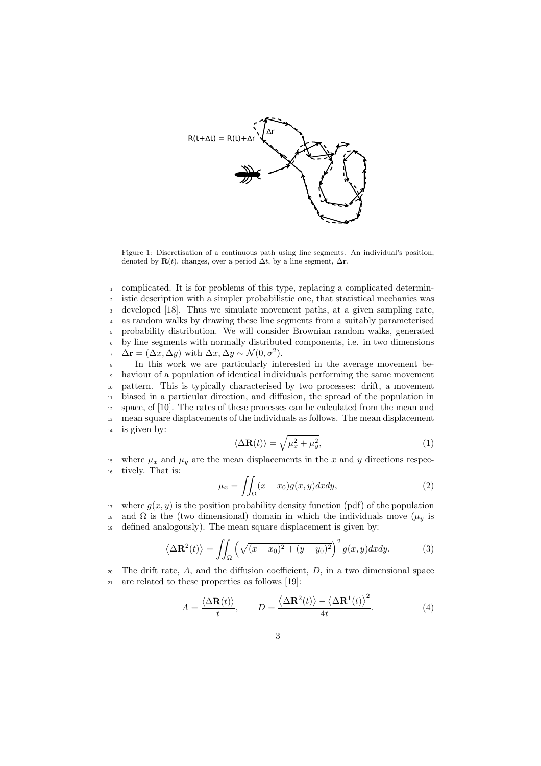Figure 1: Discretisation of a continuous path using line segments. An individual's position, denoted by $\mathbf{R}(t)$, changes, over a period $\Delta t$, by a line segment, $\Delta\mathbf{r}$.

complicated. It is for problems of this type, replacing a complicated deterministic description with a simpler probabilistic one, that statistical mechanics was developed [18]. Thus we simulate movement paths, at a given sampling rate, as random walks by drawing these line segments from a suitably parameterised probability distribution. We will consider Brownian random walks, generated by line segments with normally distributed components, i.e. in two dimensions $\Delta\mathbf{r} = (\Delta x, \Delta y)$ with $\Delta x, \Delta y \sim \mathcal{N}(0, \sigma^2)$.

In this work we are particularly interested in the average movement behaviour of a population of identical individuals performing the same movement pattern. This is typically characterised by two processes: drift, a movement biased in a particular direction, and diffusion, the spread of the population in space, cf [10]. The rates of these processes can be calculated from the mean and mean square displacements of the individuals as follows. The mean displacement is given by:

$$\langle \Delta\mathbf{R}(t) \rangle = \sqrt{\mu_x^2 + \mu_y^2}, \tag{1}$$

where $\mu_x$ and $\mu_y$ are the mean displacements in the $x$ and $y$ directions respectively. That is:

$$\mu_x = \iint_\Omega (x - x_0) g(x, y) dx dy, \tag{2}$$

where $g(x, y)$ is the position probability density function (pdf) of the population and $\Omega$ is the (two dimensional) domain in which the individuals move ($\mu_y$ is defined analogously). The mean square displacement is given by:

$$\left\langle \Delta\mathbf{R}^2(t) \right\rangle = \iint_\Omega \left( \sqrt{(x - x_0)^2 + (y - y_0)^2} \right)^2 g(x, y) dx dy. \tag{3}$$

The drift rate, $A$, and the diffusion coefficient, $D$, in a two dimensional space are related to these properties as follows [19]:

$$A = \frac{\langle \Delta\mathbf{R}(t) \rangle}{t}, \qquad D = \frac{\left\langle \Delta\mathbf{R}^2(t) \right\rangle - \left\langle \Delta\mathbf{R}^1(t) \right\rangle^2}{4t}. \tag{4}$$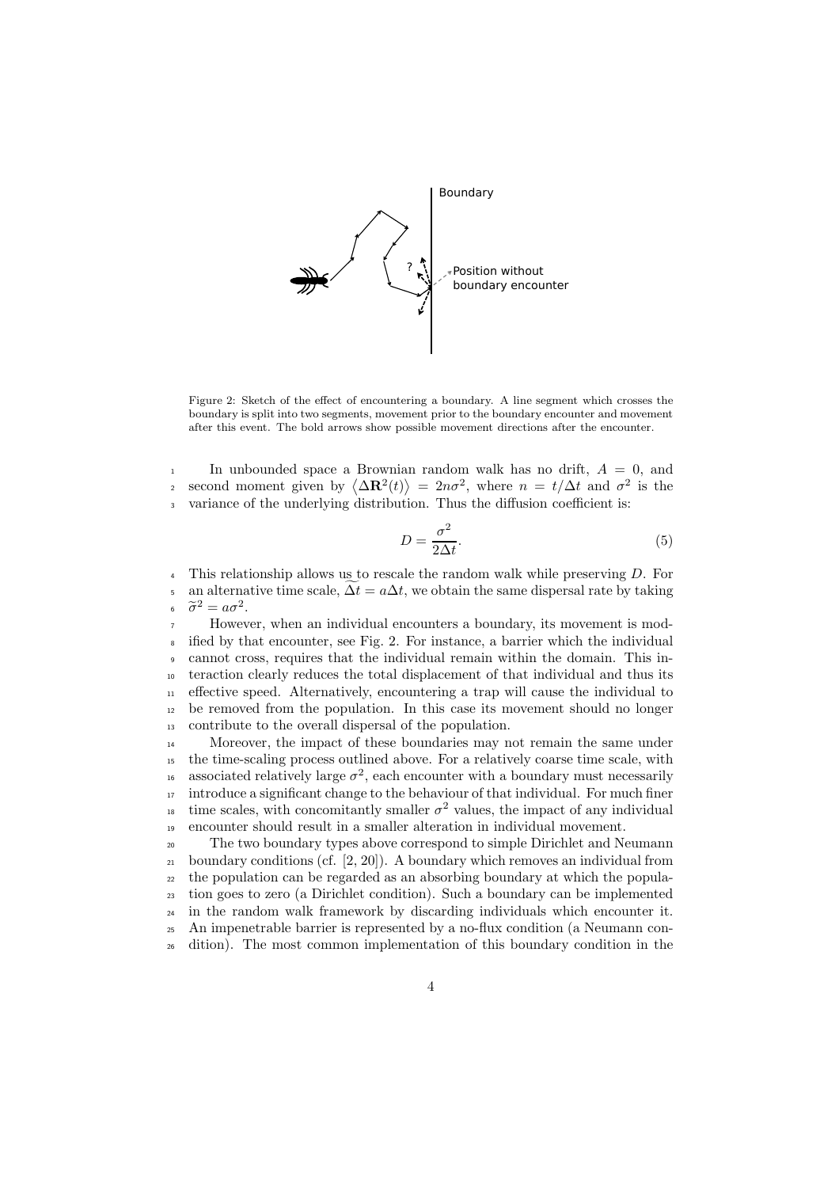Figure 2: Sketch of the effect of encountering a boundary. A line segment which crosses the boundary is split into two segments, movement prior to the boundary encounter and movement after this event. The bold arrows show possible movement directions after the encounter.

In unbounded space a Brownian random walk has no drift, $A = 0$, and second moment given by $\langle \Delta \mathbf{R}^2(t) \rangle = 2n\sigma^2$, where $n = t/\Delta t$ and $\sigma^2$ is the variance of the underlying distribution. Thus the diffusion coefficient is:

$$D = \frac{\sigma^2}{2\Delta t}. \tag{5}$$

This relationship allows us to rescale the random walk while preserving $D$. For an alternative time scale, $\widetilde{\Delta t} = a\Delta t$, we obtain the same dispersal rate by taking $\tilde{\sigma}^2 = a\sigma^2$.

However, when an individual encounters a boundary, its movement is modified by that encounter, see Fig. 2. For instance, a barrier which the individual cannot cross, requires that the individual remain within the domain. This interaction clearly reduces the total displacement of that individual and thus its effective speed. Alternatively, encountering a trap will cause the individual to be removed from the population. In this case its movement should no longer contribute to the overall dispersal of the population.

Moreover, the impact of these boundaries may not remain the same under the time-scaling process outlined above. For a relatively coarse time scale, with associated relatively large $\sigma^2$, each encounter with a boundary must necessarily introduce a significant change to the behaviour of that individual. For much finer time scales, with concomitantly smaller $\sigma^2$ values, the impact of any individual encounter should result in a smaller alteration in individual movement.

The two boundary types above correspond to simple Dirichlet and Neumann boundary conditions (cf. [2, 20]). A boundary which removes an individual from the population can be regarded as an absorbing boundary at which the population goes to zero (a Dirichlet condition). Such a boundary can be implemented in the random walk framework by discarding individuals which encounter it. An impenetrable barrier is represented by a no-flux condition (a Neumann condition). The most common implementation of this boundary condition in the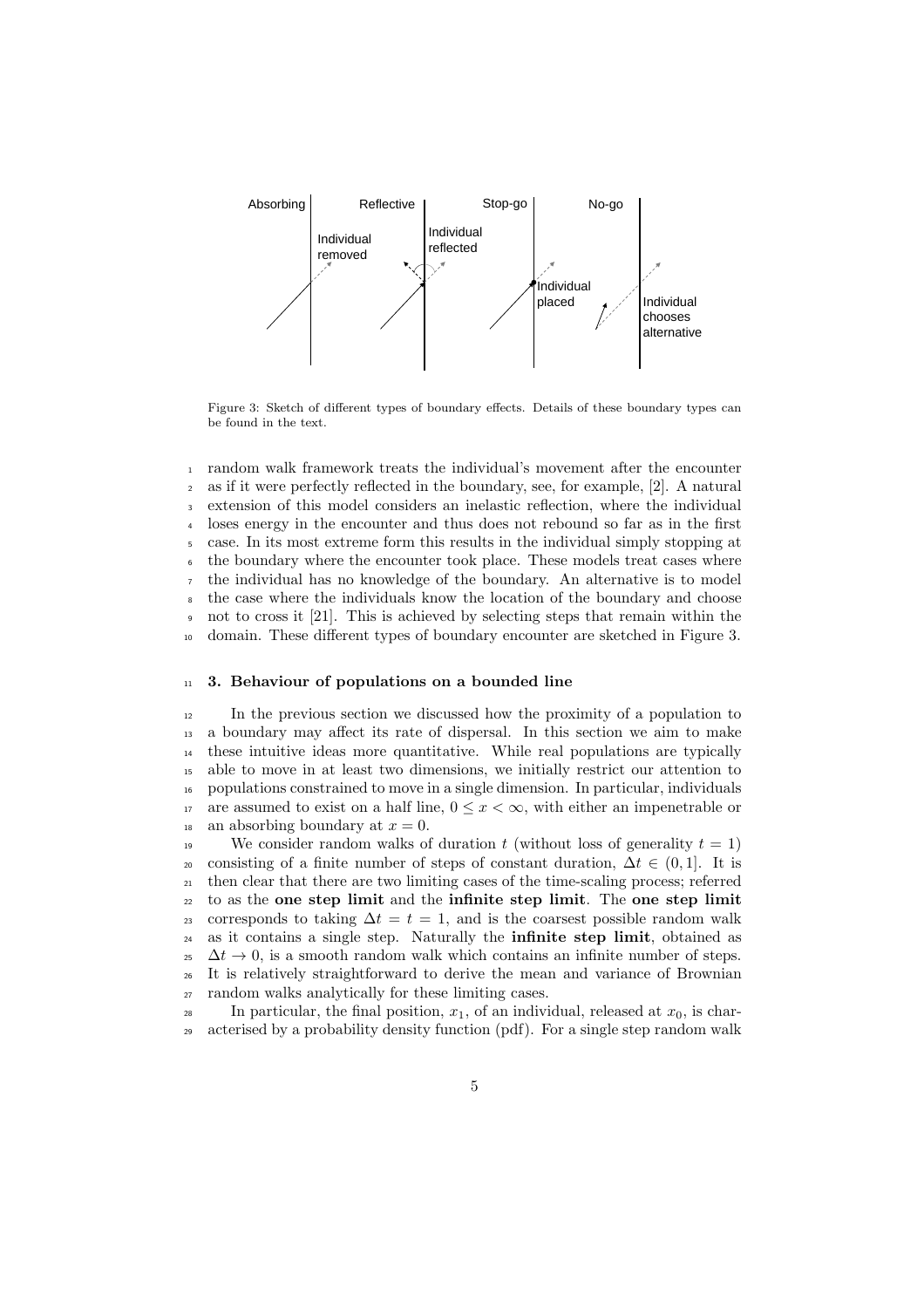Absorbing | Reflective | Stop-go | No-go

Individual removed | Individual reflected | Individual placed | Individual chooses alternative

Figure 3: Sketch of different types of boundary effects. Details of these boundary types can be found in the text.

random walk framework treats the individual's movement after the encounter as if it were perfectly reflected in the boundary, see, for example, [2]. A natural extension of this model considers an inelastic reflection, where the individual loses energy in the encounter and thus does not rebound so far as in the first case. In its most extreme form this results in the individual simply stopping at the boundary where the encounter took place. These models treat cases where the individual has no knowledge of the boundary. An alternative is to model the case where the individuals know the location of the boundary and choose not to cross it [21]. This is achieved by selecting steps that remain within the domain. These different types of boundary encounter are sketched in Figure 3.

## 3. Behaviour of populations on a bounded line

In the previous section we discussed how the proximity of a population to a boundary may affect its rate of dispersal. In this section we aim to make these intuitive ideas more quantitative. While real populations are typically able to move in at least two dimensions, we initially restrict our attention to populations constrained to move in a single dimension. In particular, individuals are assumed to exist on a half line, $0 \leq x < \infty$, with either an impenetrable or an absorbing boundary at $x = 0$.

We consider random walks of duration $t$ (without loss of generality $t = 1$) consisting of a finite number of steps of constant duration, $\Delta t \in (0, 1]$. It is then clear that there are two limiting cases of the time-scaling process; referred to as the **one step limit** and the **infinite step limit**. The **one step limit** corresponds to taking $\Delta t = t = 1$, and is the coarsest possible random walk as it contains a single step. Naturally the **infinite step limit**, obtained as $\Delta t \to 0$, is a smooth random walk which contains an infinite number of steps. It is relatively straightforward to derive the mean and variance of Brownian random walks analytically for these limiting cases.

In particular, the final position, $x_1$, of an individual, released at $x_0$, is characterised by a probability density function (pdf). For a single step random walk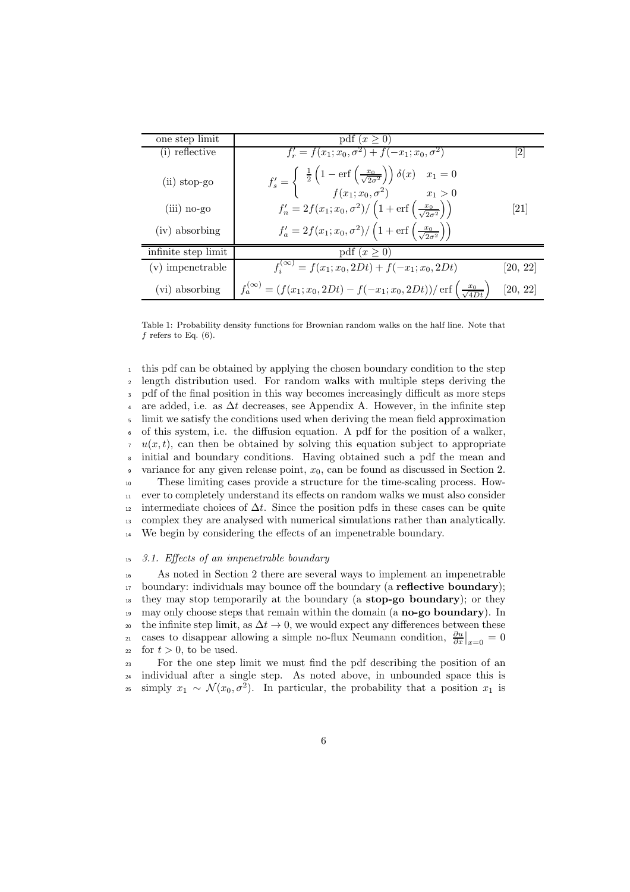| one step limit | pdf ($x \geq 0$) | |
|---|---|---|
| (i) reflective | $f'_r = f(x_1; x_0, \sigma^2) + f(-x_1; x_0, \sigma^2)$ | [2] |
| (ii) stop-go | $f'_s = \begin{cases} \frac{1}{2}\left(1 - \text{erf}\left(\frac{x_0}{\sqrt{2\sigma^2}}\right)\right)\delta(x) & x_1 = 0 \\ f(x_1; x_0, \sigma^2) & x_1 > 0 \end{cases}$ | |
| (iii) no-go | $f'_n = 2f(x_1; x_0, \sigma^2) / \left(1 + \text{erf}\left(\frac{x_0}{\sqrt{2\sigma^2}}\right)\right)$ | [21] |
| (iv) absorbing | $f'_a = 2f(x_1; x_0, \sigma^2) / \left(1 + \text{erf}\left(\frac{x_0}{\sqrt{2\sigma^2}}\right)\right)$ | |
| **infinite step limit** | **pdf ($x \geq 0$)** | |
| (v) impenetrable | $f_i^{(\infty)} = f(x_1; x_0, 2Dt) + f(-x_1; x_0, 2Dt)$ | [20, 22] |
| (vi) absorbing | $f_a^{(\infty)} = (f(x_1; x_0, 2Dt) - f(-x_1; x_0, 2Dt)) / \text{erf}\left(\frac{x_0}{\sqrt{4Dt}}\right)$ | [20, 22] |

Table 1: Probability density functions for Brownian random walks on the half line. Note that $f$ refers to Eq. (6).

this pdf can be obtained by applying the chosen boundary condition to the step length distribution used. For random walks with multiple steps deriving the pdf of the final position in this way becomes increasingly difficult as more steps are added, i.e. as $\Delta t$ decreases, see Appendix A. However, in the infinite step limit we satisfy the conditions used when deriving the mean field approximation of this system, i.e. the diffusion equation. A pdf for the position of a walker, $u(x,t)$, can then be obtained by solving this equation subject to appropriate initial and boundary conditions. Having obtained such a pdf the mean and variance for any given release point, $x_0$, can be found as discussed in Section 2.

These limiting cases provide a structure for the time-scaling process. However to completely understand its effects on random walks we must also consider intermediate choices of $\Delta t$. Since the position pdfs in these cases can be quite complex they are analysed with numerical simulations rather than analytically. We begin by considering the effects of an impenetrable boundary.

### *3.1. Effects of an impenetrable boundary*

As noted in Section 2 there are several ways to implement an impenetrable boundary: individuals may bounce off the boundary (a **reflective boundary**); they may stop temporarily at the boundary (a **stop-go boundary**); or they may only choose steps that remain within the domain (a **no-go boundary**). In the infinite step limit, as $\Delta t \to 0$, we would expect any differences between these cases to disappear allowing a simple no-flux Neumann condition, $\frac{\partial u}{\partial x}\big|_{x=0} = 0$ for $t > 0$, to be used.

For the one step limit we must find the pdf describing the position of an individual after a single step. As noted above, in unbounded space this is simply $x_1 \sim \mathcal{N}(x_0, \sigma^2)$. In particular, the probability that a position $x_1$ is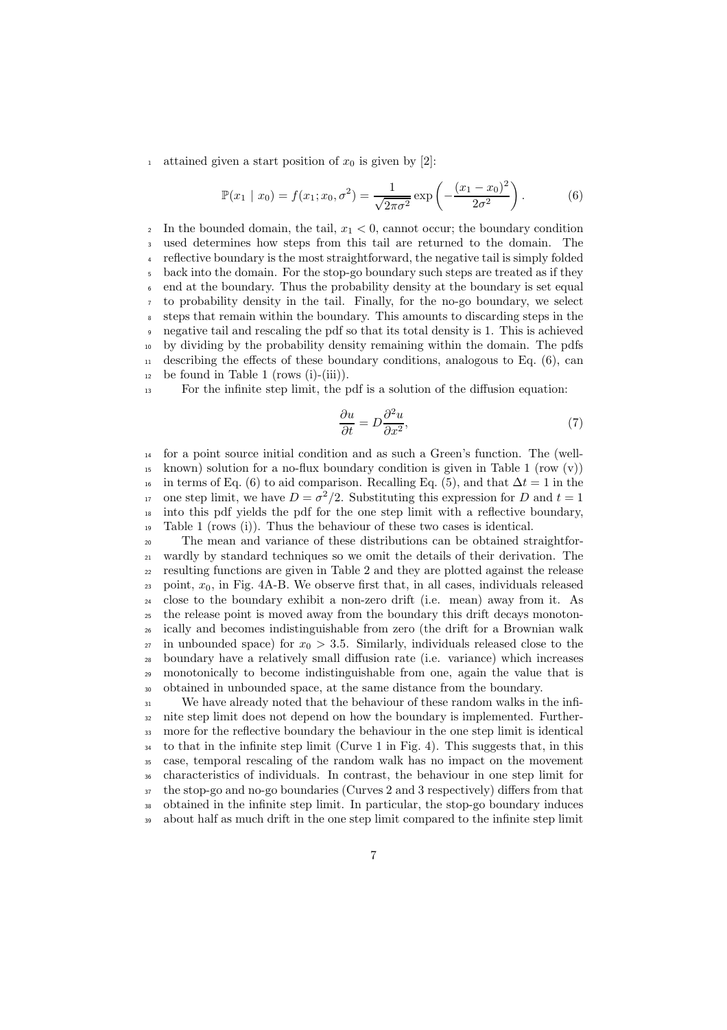attained given a start position of $x_0$ is given by [2]:

$$\mathbb{P}(x_1 \mid x_0) = f(x_1; x_0, \sigma^2) = \frac{1}{\sqrt{2\pi\sigma^2}} \exp\left(-\frac{(x_1 - x_0)^2}{2\sigma^2}\right). \tag{6}$$

In the bounded domain, the tail, $x_1 < 0$, cannot occur; the boundary condition used determines how steps from this tail are returned to the domain. The reflective boundary is the most straightforward, the negative tail is simply folded back into the domain. For the stop-go boundary such steps are treated as if they end at the boundary. Thus the probability density at the boundary is set equal to probability density in the tail. Finally, for the no-go boundary, we select steps that remain within the boundary. This amounts to discarding steps in the negative tail and rescaling the pdf so that its total density is 1. This is achieved by dividing by the probability density remaining within the domain. The pdfs describing the effects of these boundary conditions, analogous to Eq. (6), can be found in Table 1 (rows (i)-(iii)).

For the infinite step limit, the pdf is a solution of the diffusion equation:

$$\frac{\partial u}{\partial t} = D\frac{\partial^2 u}{\partial x^2}, \tag{7}$$

for a point source initial condition and as such a Green's function. The (well-known) solution for a no-flux boundary condition is given in Table 1 (row (v)) in terms of Eq. (6) to aid comparison. Recalling Eq. (5), and that $\Delta t = 1$ in the one step limit, we have $D = \sigma^2/2$. Substituting this expression for $D$ and $t = 1$ into this pdf yields the pdf for the one step limit with a reflective boundary, Table 1 (rows (i)). Thus the behaviour of these two cases is identical.

The mean and variance of these distributions can be obtained straightforwardly by standard techniques so we omit the details of their derivation. The resulting functions are given in Table 2 and they are plotted against the release point, $x_0$, in Fig. 4A-B. We observe first that, in all cases, individuals released close to the boundary exhibit a non-zero drift (i.e. mean) away from it. As the release point is moved away from the boundary this drift decays monotonically and becomes indistinguishable from zero (the drift for a Brownian walk in unbounded space) for $x_0 > 3.5$. Similarly, individuals released close to the boundary have a relatively small diffusion rate (i.e. variance) which increases monotonically to become indistinguishable from one, again the value that is obtained in unbounded space, at the same distance from the boundary.

We have already noted that the behaviour of these random walks in the infinite step limit does not depend on how the boundary is implemented. Furthermore for the reflective boundary the behaviour in the one step limit is identical to that in the infinite step limit (Curve 1 in Fig. 4). This suggests that, in this case, temporal rescaling of the random walk has no impact on the movement characteristics of individuals. In contrast, the behaviour in one step limit for the stop-go and no-go boundaries (Curves 2 and 3 respectively) differs from that obtained in the infinite step limit. In particular, the stop-go boundary induces about half as much drift in the one step limit compared to the infinite step limit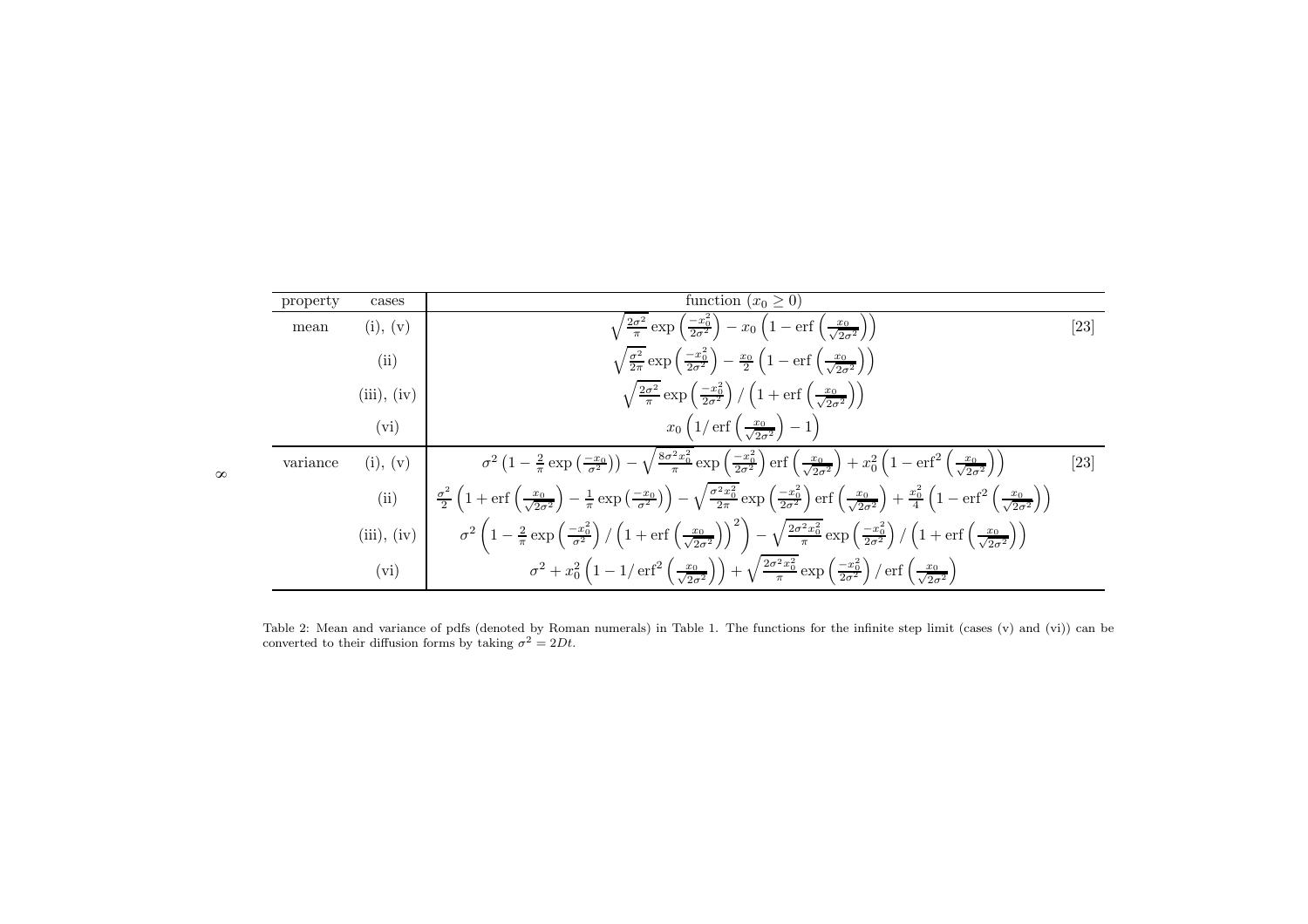| property | cases | function ($x_0 \geq 0$) | |
|---|---|---|---|
| mean | (i), (v) | $\sqrt{\frac{2\sigma^2}{\pi}}\exp\left(\frac{-x_0^2}{2\sigma^2}\right) - x_0\left(1 - \operatorname{erf}\left(\frac{x_0}{\sqrt{2\sigma^2}}\right)\right)$ | [23] |
| | (ii) | $\sqrt{\frac{\sigma^2}{2\pi}}\exp\left(\frac{-x_0^2}{2\sigma^2}\right) - \frac{x_0}{2}\left(1 - \operatorname{erf}\left(\frac{x_0}{\sqrt{2\sigma^2}}\right)\right)$ | |
| | (iii), (iv) | $\sqrt{\frac{2\sigma^2}{\pi}}\exp\left(\frac{-x_0^2}{2\sigma^2}\right) / \left(1 + \operatorname{erf}\left(\frac{x_0}{\sqrt{2\sigma^2}}\right)\right)$ | |
| | (vi) | $x_0\left(1/\operatorname{erf}\left(\frac{x_0}{\sqrt{2\sigma^2}}\right) - 1\right)$ | |
| variance | (i), (v) | $\sigma^2\left(1 - \frac{2}{\pi}\exp\left(\frac{-x_0}{\sigma^2}\right)\right) - \sqrt{\frac{8\sigma^2 x_0^2}{\pi}}\exp\left(\frac{-x_0^2}{2\sigma^2}\right)\operatorname{erf}\left(\frac{x_0}{\sqrt{2\sigma^2}}\right) + x_0^2\left(1 - \operatorname{erf}^2\left(\frac{x_0}{\sqrt{2\sigma^2}}\right)\right)$ | [23] |
| | (ii) | $\frac{\sigma^2}{2}\left(1 + \operatorname{erf}\left(\frac{x_0}{\sqrt{2\sigma^2}}\right) - \frac{1}{\pi}\exp\left(\frac{-x_0}{\sigma^2}\right)\right) - \sqrt{\frac{\sigma^2 x_0^2}{2\pi}}\exp\left(\frac{-x_0^2}{2\sigma^2}\right)\operatorname{erf}\left(\frac{x_0}{\sqrt{2\sigma^2}}\right) + \frac{x_0^2}{4}\left(1 - \operatorname{erf}^2\left(\frac{x_0}{\sqrt{2\sigma^2}}\right)\right)$ | |
| | (iii), (iv) | $\sigma^2\left(1 - \frac{2}{\pi}\exp\left(\frac{-x_0^2}{\sigma^2}\right) / \left(1 + \operatorname{erf}\left(\frac{x_0}{\sqrt{2\sigma^2}}\right)\right)^2\right) - \sqrt{\frac{2\sigma^2 x_0^2}{\pi}}\exp\left(\frac{-x_0^2}{2\sigma^2}\right) / \left(1 + \operatorname{erf}\left(\frac{x_0}{\sqrt{2\sigma^2}}\right)\right)$ | |
| | (vi) | $\sigma^2 + x_0^2\left(1 - 1/\operatorname{erf}^2\left(\frac{x_0}{\sqrt{2\sigma^2}}\right)\right) + \sqrt{\frac{2\sigma^2 x_0^2}{\pi}}\exp\left(\frac{-x_0^2}{2\sigma^2}\right) / \operatorname{erf}\left(\frac{x_0}{\sqrt{2\sigma^2}}\right)$ | |

Table 2: Mean and variance of pdfs (denoted by Roman numerals) in Table 1. The functions for the infinite step limit (cases (v) and (vi)) can be converted to their diffusion forms by taking $\sigma^2 = 2Dt$.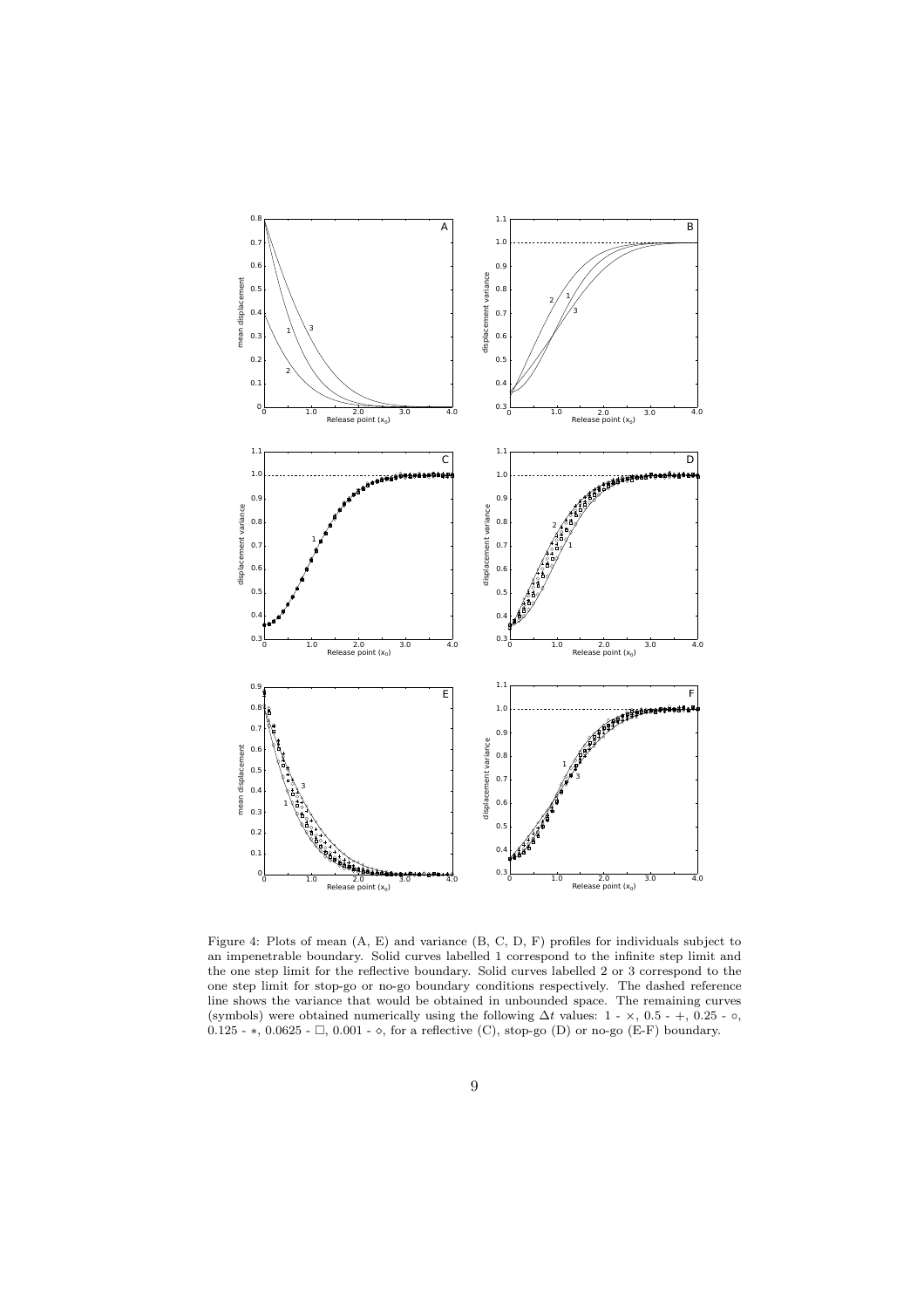Figure 4: Plots of mean (A, E) and variance (B, C, D, F) profiles for individuals subject to an impenetrable boundary. Solid curves labelled 1 correspond to the infinite step limit and the one step limit for the reflective boundary. Solid curves labelled 2 or 3 correspond to the one step limit for stop-go or no-go boundary conditions respectively. The dashed reference line shows the variance that would be obtained in unbounded space. The remaining curves (symbols) were obtained numerically using the following $\Delta t$ values: 1 - $\times$, 0.5 - $+$, 0.25 - $\circ$, 0.125 - $*$, 0.0625 - $\square$, 0.001 - $\diamond$, for a reflective (C), stop-go (D) or no-go (E-F) boundary.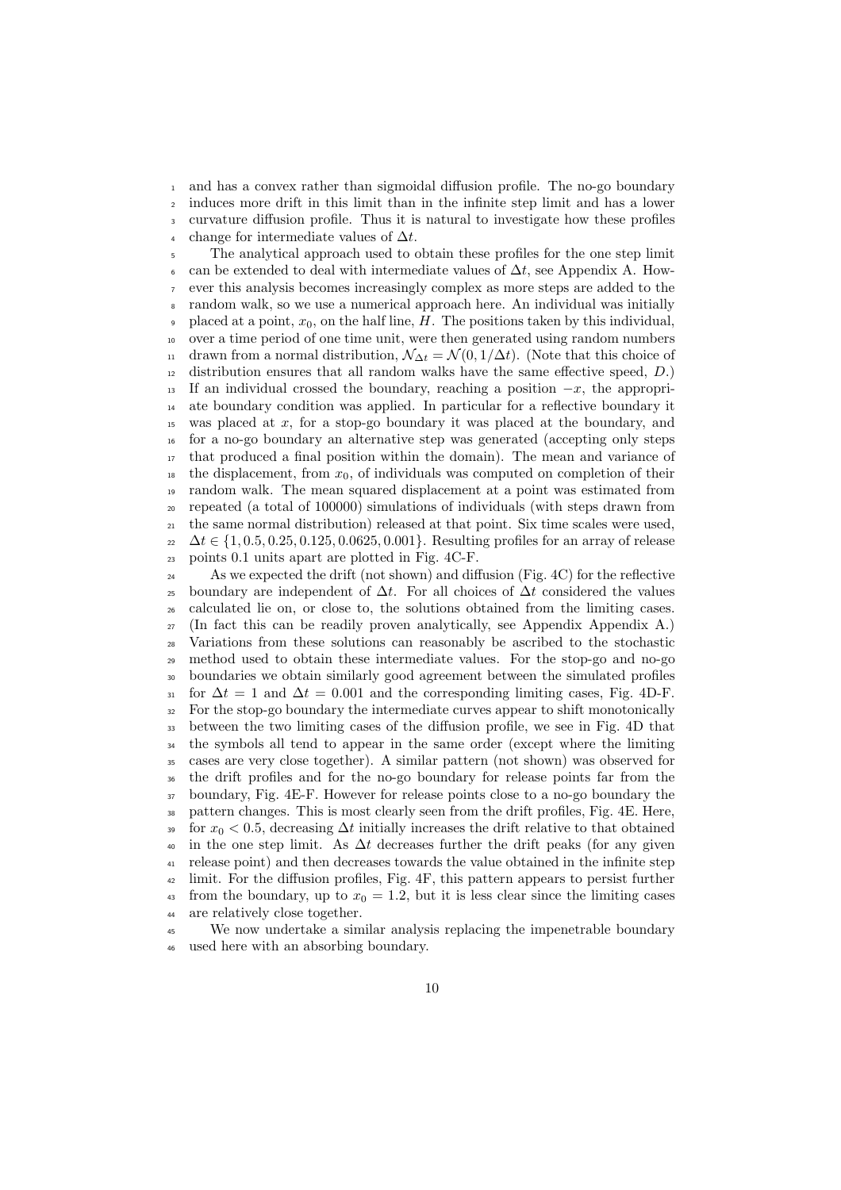and has a convex rather than sigmoidal diffusion profile. The no-go boundary induces more drift in this limit than in the infinite step limit and has a lower curvature diffusion profile. Thus it is natural to investigate how these profiles change for intermediate values of $\Delta t$.

The analytical approach used to obtain these profiles for the one step limit can be extended to deal with intermediate values of $\Delta t$, see Appendix A. However this analysis becomes increasingly complex as more steps are added to the random walk, so we use a numerical approach here. An individual was initially placed at a point, $x_0$, on the half line, $H$. The positions taken by this individual, over a time period of one time unit, were then generated using random numbers drawn from a normal distribution, $\mathcal{N}_{\Delta t} = \mathcal{N}(0, 1/\Delta t)$. (Note that this choice of distribution ensures that all random walks have the same effective speed, $D$.) If an individual crossed the boundary, reaching a position $-x$, the appropriate boundary condition was applied. In particular for a reflective boundary it was placed at $x$, for a stop-go boundary it was placed at the boundary, and for a no-go boundary an alternative step was generated (accepting only steps that produced a final position within the domain). The mean and variance of the displacement, from $x_0$, of individuals was computed on completion of their random walk. The mean squared displacement at a point was estimated from repeated (a total of 100000) simulations of individuals (with steps drawn from the same normal distribution) released at that point. Six time scales were used, $\Delta t \in \{1, 0.5, 0.25, 0.125, 0.0625, 0.001\}$. Resulting profiles for an array of release points 0.1 units apart are plotted in Fig. 4C-F.

As we expected the drift (not shown) and diffusion (Fig. 4C) for the reflective boundary are independent of $\Delta t$. For all choices of $\Delta t$ considered the values calculated lie on, or close to, the solutions obtained from the limiting cases. (In fact this can be readily proven analytically, see Appendix Appendix A.) Variations from these solutions can reasonably be ascribed to the stochastic method used to obtain these intermediate values. For the stop-go and no-go boundaries we obtain similarly good agreement between the simulated profiles for $\Delta t = 1$ and $\Delta t = 0.001$ and the corresponding limiting cases, Fig. 4D-F. For the stop-go boundary the intermediate curves appear to shift monotonically between the two limiting cases of the diffusion profile, we see in Fig. 4D that the symbols all tend to appear in the same order (except where the limiting cases are very close together). A similar pattern (not shown) was observed for the drift profiles and for the no-go boundary for release points far from the boundary, Fig. 4E-F. However for release points close to a no-go boundary the pattern changes. This is most clearly seen from the drift profiles, Fig. 4E. Here, for $x_0 < 0.5$, decreasing $\Delta t$ initially increases the drift relative to that obtained in the one step limit. As $\Delta t$ decreases further the drift peaks (for any given release point) and then decreases towards the value obtained in the infinite step limit. For the diffusion profiles, Fig. 4F, this pattern appears to persist further from the boundary, up to $x_0 = 1.2$, but it is less clear since the limiting cases are relatively close together.

We now undertake a similar analysis replacing the impenetrable boundary used here with an absorbing boundary.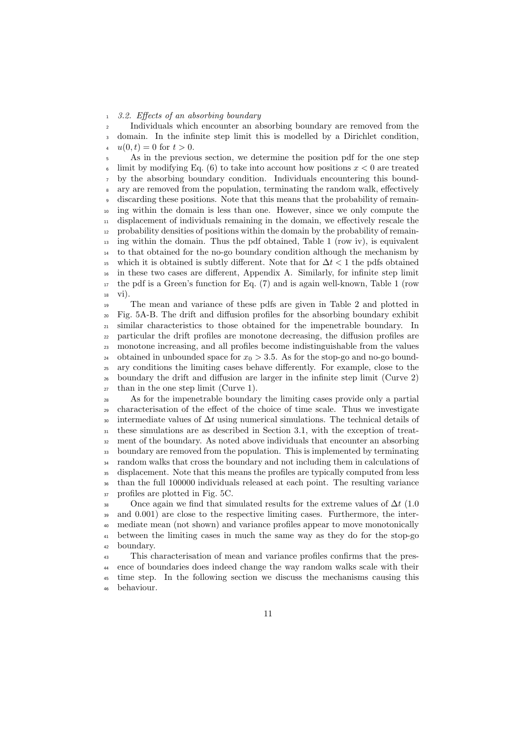### *3.2. Effects of an absorbing boundary*

Individuals which encounter an absorbing boundary are removed from the domain. In the infinite step limit this is modelled by a Dirichlet condition, $u(0, t) = 0$ for $t > 0$.

As in the previous section, we determine the position pdf for the one step limit by modifying Eq. (6) to take into account how positions $x < 0$ are treated by the absorbing boundary condition. Individuals encountering this boundary are removed from the population, terminating the random walk, effectively discarding these positions. Note that this means that the probability of remaining within the domain is less than one. However, since we only compute the displacement of individuals remaining in the domain, we effectively rescale the probability densities of positions within the domain by the probability of remaining within the domain. Thus the pdf obtained, Table 1 (row iv), is equivalent to that obtained for the no-go boundary condition although the mechanism by which it is obtained is subtly different. Note that for $\Delta t < 1$ the pdfs obtained in these two cases are different, Appendix A. Similarly, for infinite step limit the pdf is a Green's function for Eq. (7) and is again well-known, Table 1 (row vi).

The mean and variance of these pdfs are given in Table 2 and plotted in Fig. 5A-B. The drift and diffusion profiles for the absorbing boundary exhibit similar characteristics to those obtained for the impenetrable boundary. In particular the drift profiles are monotone decreasing, the diffusion profiles are monotone increasing, and all profiles become indistinguishable from the values obtained in unbounded space for $x_0 > 3.5$. As for the stop-go and no-go boundary conditions the limiting cases behave differently. For example, close to the boundary the drift and diffusion are larger in the infinite step limit (Curve 2) than in the one step limit (Curve 1).

As for the impenetrable boundary the limiting cases provide only a partial characterisation of the effect of the choice of time scale. Thus we investigate intermediate values of $\Delta t$ using numerical simulations. The technical details of these simulations are as described in Section 3.1, with the exception of treatment of the boundary. As noted above individuals that encounter an absorbing boundary are removed from the population. This is implemented by terminating random walks that cross the boundary and not including them in calculations of displacement. Note that this means the profiles are typically computed from less than the full 100000 individuals released at each point. The resulting variance profiles are plotted in Fig. 5C.

Once again we find that simulated results for the extreme values of $\Delta t$ (1.0 and 0.001) are close to the respective limiting cases. Furthermore, the intermediate mean (not shown) and variance profiles appear to move monotonically between the limiting cases in much the same way as they do for the stop-go boundary.

This characterisation of mean and variance profiles confirms that the presence of boundaries does indeed change the way random walks scale with their time step. In the following section we discuss the mechanisms causing this behaviour.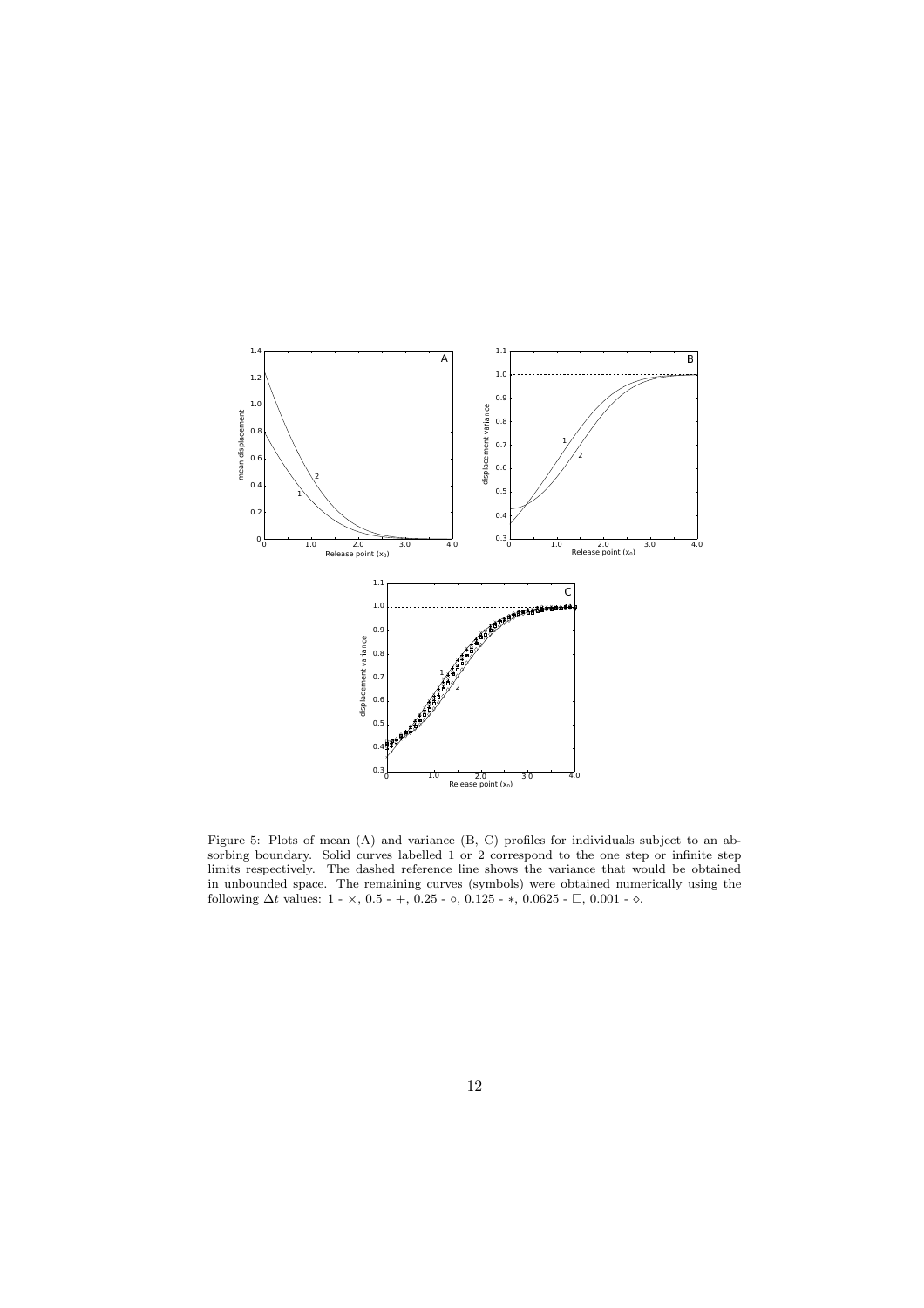Figure 5: Plots of mean (A) and variance (B, C) profiles for individuals subject to an absorbing boundary. Solid curves labelled 1 or 2 correspond to the one step or infinite step limits respectively. The dashed reference line shows the variance that would be obtained in unbounded space. The remaining curves (symbols) were obtained numerically using the following $\Delta t$ values: 1 - $\times$, 0.5 - $+$, 0.25 - $\circ$, 0.125 - $*$, 0.0625 - $\Box$, 0.001 - $\diamond$.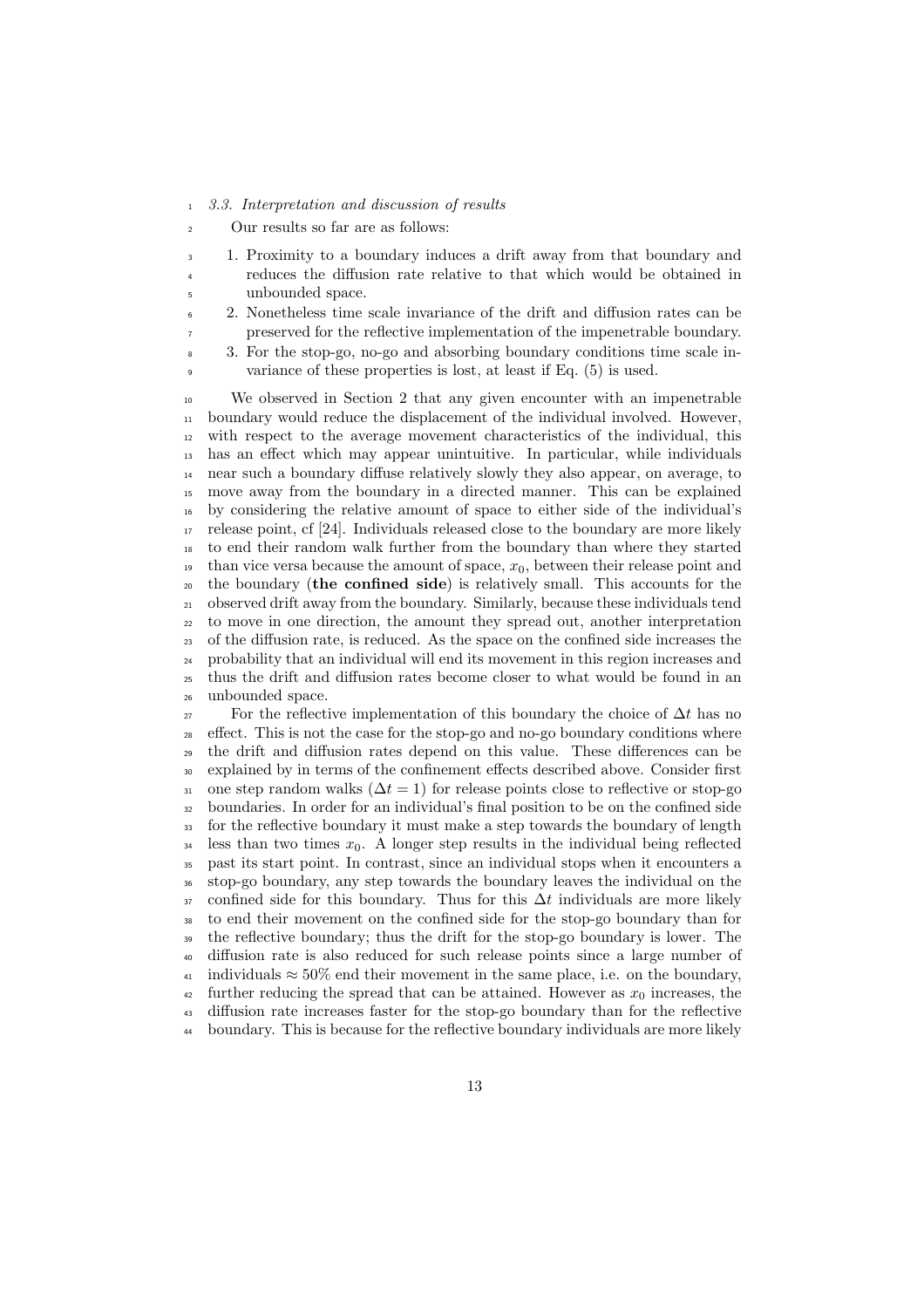### 3.3. Interpretation and discussion of results

Our results so far are as follows:

1. Proximity to a boundary induces a drift away from that boundary and reduces the diffusion rate relative to that which would be obtained in unbounded space.
2. Nonetheless time scale invariance of the drift and diffusion rates can be preserved for the reflective implementation of the impenetrable boundary.
3. For the stop-go, no-go and absorbing boundary conditions time scale invariance of these properties is lost, at least if Eq. (5) is used.

We observed in Section 2 that any given encounter with an impenetrable boundary would reduce the displacement of the individual involved. However, with respect to the average movement characteristics of the individual, this has an effect which may appear unintuitive. In particular, while individuals near such a boundary diffuse relatively slowly they also appear, on average, to move away from the boundary in a directed manner. This can be explained by considering the relative amount of space to either side of the individual's release point, cf [24]. Individuals released close to the boundary are more likely to end their random walk further from the boundary than where they started than vice versa because the amount of space, $x_0$, between their release point and the boundary (**the confined side**) is relatively small. This accounts for the observed drift away from the boundary. Similarly, because these individuals tend to move in one direction, the amount they spread out, another interpretation of the diffusion rate, is reduced. As the space on the confined side increases the probability that an individual will end its movement in this region increases and thus the drift and diffusion rates become closer to what would be found in an unbounded space.

For the reflective implementation of this boundary the choice of $\Delta t$ has no effect. This is not the case for the stop-go and no-go boundary conditions where the drift and diffusion rates depend on this value. These differences can be explained by in terms of the confinement effects described above. Consider first one step random walks ($\Delta t = 1$) for release points close to reflective or stop-go boundaries. In order for an individual's final position to be on the confined side for the reflective boundary it must make a step towards the boundary of length less than two times $x_0$. A longer step results in the individual being reflected past its start point. In contrast, since an individual stops when it encounters a stop-go boundary, any step towards the boundary leaves the individual on the confined side for this boundary. Thus for this $\Delta t$ individuals are more likely to end their movement on the confined side for the stop-go boundary than for the reflective boundary; thus the drift for the stop-go boundary is lower. The diffusion rate is also reduced for such release points since a large number of individuals $\approx 50\%$ end their movement in the same place, i.e. on the boundary, further reducing the spread that can be attained. However as $x_0$ increases, the diffusion rate increases faster for the stop-go boundary than for the reflective boundary. This is because for the reflective boundary individuals are more likely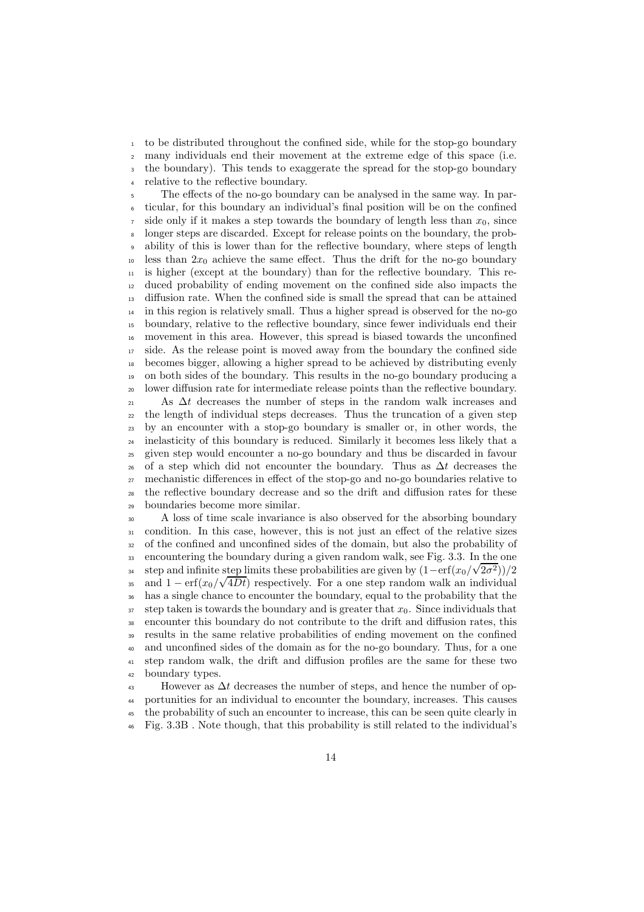to be distributed throughout the confined side, while for the stop-go boundary many individuals end their movement at the extreme edge of this space (i.e. the boundary). This tends to exaggerate the spread for the stop-go boundary relative to the reflective boundary.

The effects of the no-go boundary can be analysed in the same way. In particular, for this boundary an individual's final position will be on the confined side only if it makes a step towards the boundary of length less than $x_0$, since longer steps are discarded. Except for release points on the boundary, the probability of this is lower than for the reflective boundary, where steps of length less than $2x_0$ achieve the same effect. Thus the drift for the no-go boundary is higher (except at the boundary) than for the reflective boundary. This reduced probability of ending movement on the confined side also impacts the diffusion rate. When the confined side is small the spread that can be attained in this region is relatively small. Thus a higher spread is observed for the no-go boundary, relative to the reflective boundary, since fewer individuals end their movement in this area. However, this spread is biased towards the unconfined side. As the release point is moved away from the boundary the confined side becomes bigger, allowing a higher spread to be achieved by distributing evenly on both sides of the boundary. This results in the no-go boundary producing a lower diffusion rate for intermediate release points than the reflective boundary.

As $\Delta t$ decreases the number of steps in the random walk increases and the length of individual steps decreases. Thus the truncation of a given step by an encounter with a stop-go boundary is smaller or, in other words, the inelasticity of this boundary is reduced. Similarly it becomes less likely that a given step would encounter a no-go boundary and thus be discarded in favour of a step which did not encounter the boundary. Thus as $\Delta t$ decreases the mechanistic differences in effect of the stop-go and no-go boundaries relative to the reflective boundary decrease and so the drift and diffusion rates for these boundaries become more similar.

A loss of time scale invariance is also observed for the absorbing boundary condition. In this case, however, this is not just an effect of the relative sizes of the confined and unconfined sides of the domain, but also the probability of encountering the boundary during a given random walk, see Fig. 3.3. In the one step and infinite step limits these probabilities are given by $(1-\mathrm{erf}(x_0/\sqrt{2\sigma^2}))/2$ and $1-\mathrm{erf}(x_0/\sqrt{4Dt})$ respectively. For a one step random walk an individual has a single chance to encounter the boundary, equal to the probability that the step taken is towards the boundary and is greater that $x_0$. Since individuals that encounter this boundary do not contribute to the drift and diffusion rates, this results in the same relative probabilities of ending movement on the confined and unconfined sides of the domain as for the no-go boundary. Thus, for a one step random walk, the drift and diffusion profiles are the same for these two boundary types.

However as $\Delta t$ decreases the number of steps, and hence the number of opportunities for an individual to encounter the boundary, increases. This causes the probability of such an encounter to increase, this can be seen quite clearly in Fig. 3.3B . Note though, that this probability is still related to the individual's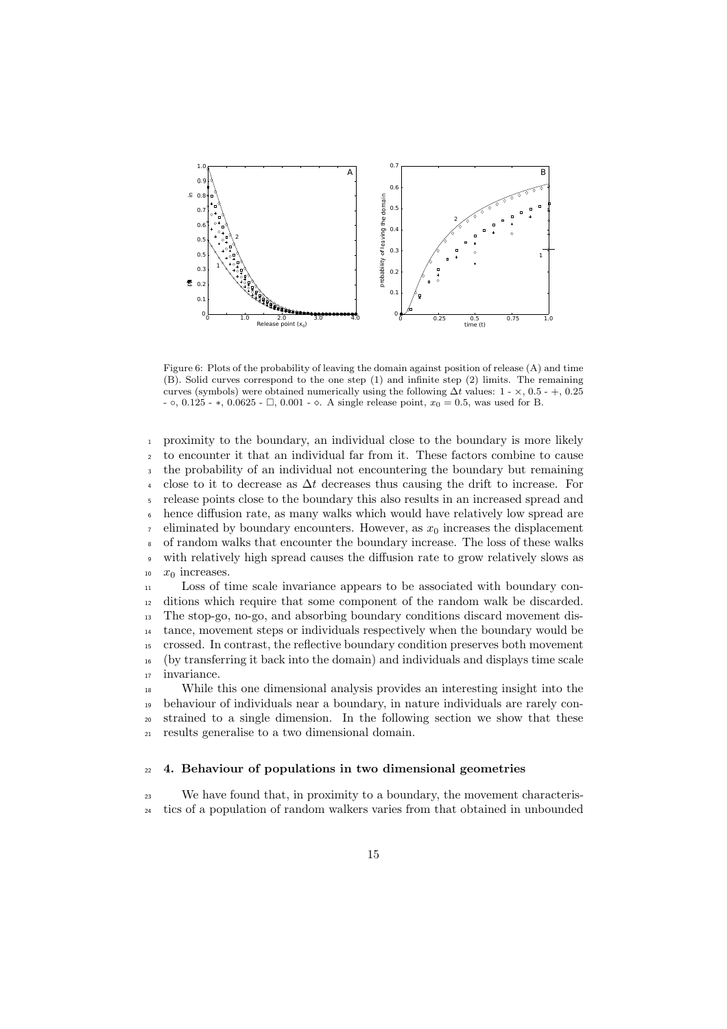Figure 6: Plots of the probability of leaving the domain against position of release (A) and time (B). Solid curves correspond to the one step (1) and infinite step (2) limits. The remaining curves (symbols) were obtained numerically using the following $\Delta t$ values: 1 - $\times$, 0.5 - +, 0.25 - $\circ$, 0.125 - $*$, 0.0625 - $\square$, 0.001 - $\diamond$. A single release point, $x_0 = 0.5$, was used for B.

proximity to the boundary, an individual close to the boundary is more likely to encounter it that an individual far from it. These factors combine to cause the probability of an individual not encountering the boundary but remaining close to it to decrease as $\Delta t$ decreases thus causing the drift to increase. For release points close to the boundary this also results in an increased spread and hence diffusion rate, as many walks which would have relatively low spread are eliminated by boundary encounters. However, as $x_0$ increases the displacement of random walks that encounter the boundary increase. The loss of these walks with relatively high spread causes the diffusion rate to grow relatively slows as $x_0$ increases.

Loss of time scale invariance appears to be associated with boundary conditions which require that some component of the random walk be discarded. The stop-go, no-go, and absorbing boundary conditions discard movement distance, movement steps or individuals respectively when the boundary would be crossed. In contrast, the reflective boundary condition preserves both movement (by transferring it back into the domain) and individuals and displays time scale invariance.

While this one dimensional analysis provides an interesting insight into the behaviour of individuals near a boundary, in nature individuals are rarely constrained to a single dimension. In the following section we show that these results generalise to a two dimensional domain.

## 4. Behaviour of populations in two dimensional geometries

We have found that, in proximity to a boundary, the movement characteristics of a population of random walkers varies from that obtained in unbounded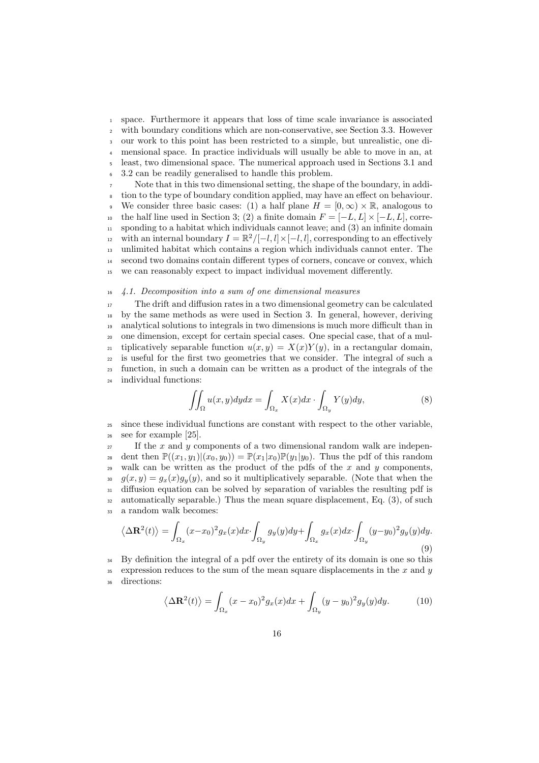space. Furthermore it appears that loss of time scale invariance is associated with boundary conditions which are non-conservative, see Section 3.3. However our work to this point has been restricted to a simple, but unrealistic, one dimensional space. In practice individuals will usually be able to move in an, at least, two dimensional space. The numerical approach used in Sections 3.1 and 3.2 can be readily generalised to handle this problem.

Note that in this two dimensional setting, the shape of the boundary, in addition to the type of boundary condition applied, may have an effect on behaviour. We consider three basic cases: (1) a half plane $H = [0, \infty) \times \mathbb{R}$, analogous to the half line used in Section 3; (2) a finite domain $F = [-L, L] \times [-L, L]$, corresponding to a habitat which individuals cannot leave; and (3) an infinite domain with an internal boundary $I = \mathbb{R}^2/[-l, l] \times [-l, l]$, corresponding to an effectively unlimited habitat which contains a region which individuals cannot enter. The second two domains contain different types of corners, concave or convex, which we can reasonably expect to impact individual movement differently.

### *4.1. Decomposition into a sum of one dimensional measures*

The drift and diffusion rates in a two dimensional geometry can be calculated by the same methods as were used in Section 3. In general, however, deriving analytical solutions to integrals in two dimensions is much more difficult than in one dimension, except for certain special cases. One special case, that of a multiplicatively separable function $u(x, y) = X(x)Y(y)$, in a rectangular domain, is useful for the first two geometries that we consider. The integral of such a function, in such a domain can be written as a product of the integrals of the individual functions:

$$\iint_{\Omega} u(x, y) dy dx = \int_{\Omega_x} X(x) dx \cdot \int_{\Omega_y} Y(y) dy, \tag{8}$$

since these individual functions are constant with respect to the other variable, see for example [25].

If the $x$ and $y$ components of a two dimensional random walk are independent then $\mathbb{P}((x_1, y_1)|(x_0, y_0)) = \mathbb{P}(x_1|x_0)\mathbb{P}(y_1|y_0)$. Thus the pdf of this random walk can be written as the product of the pdfs of the $x$ and $y$ components, $g(x, y) = g_x(x)g_y(y)$, and so it multiplicatively separable. (Note that when the diffusion equation can be solved by separation of variables the resulting pdf is automatically separable.) Thus the mean square displacement, Eq. (3), of such a random walk becomes:

$$\left\langle \Delta \mathbf{R}^2(t) \right\rangle = \int_{\Omega_x} (x-x_0)^2 g_x(x) dx \cdot \int_{\Omega_y} g_y(y) dy + \int_{\Omega_x} g_x(x) dx \cdot \int_{\Omega_y} (y-y_0)^2 g_y(y) dy. \tag{9}$$

By definition the integral of a pdf over the entirety of its domain is one so this expression reduces to the sum of the mean square displacements in the $x$ and $y$ directions:

$$\left\langle \Delta \mathbf{R}^2(t) \right\rangle = \int_{\Omega_x} (x - x_0)^2 g_x(x) dx + \int_{\Omega_y} (y - y_0)^2 g_y(y) dy. \tag{10}$$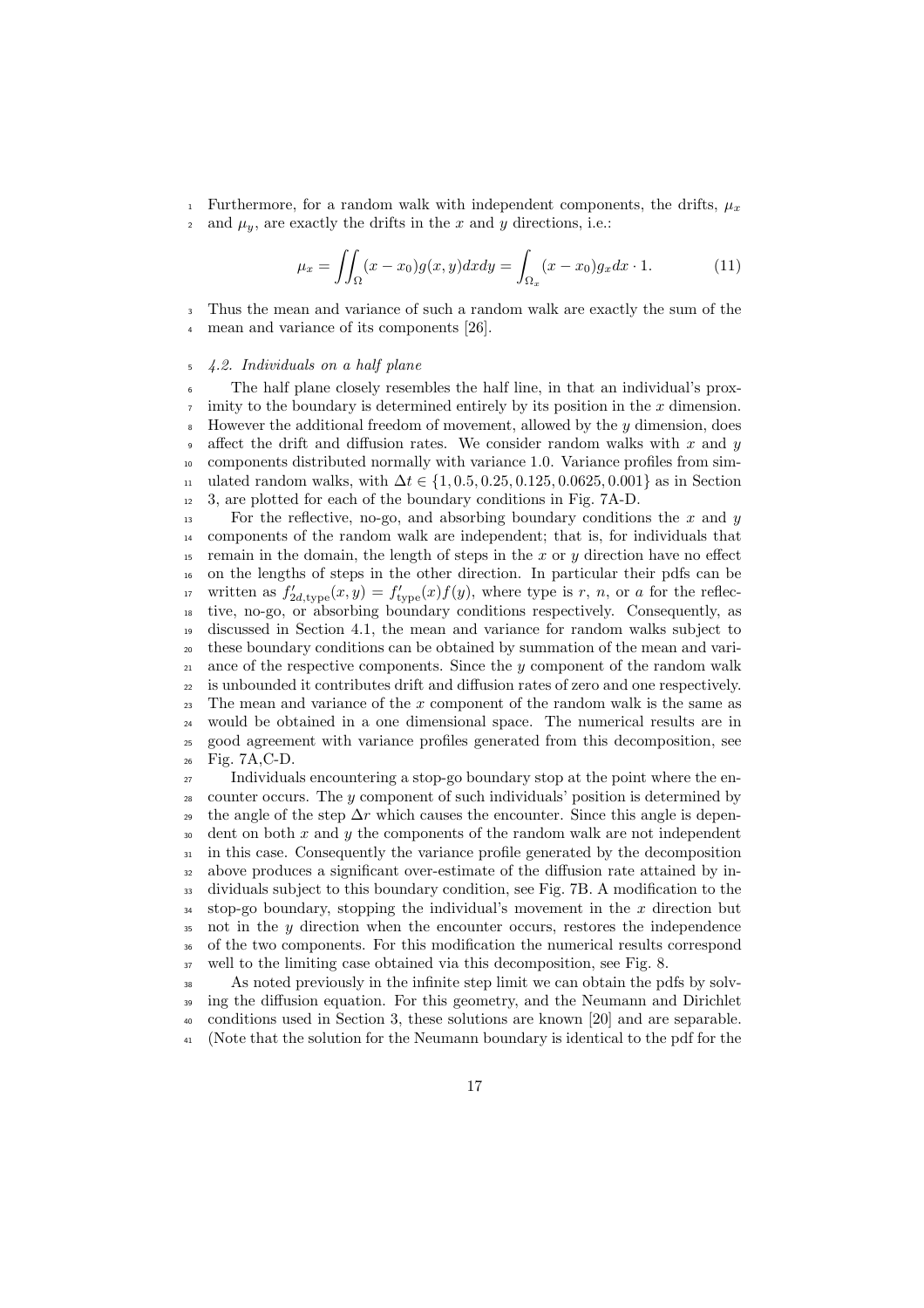Furthermore, for a random walk with independent components, the drifts, $\mu_x$ and $\mu_y$, are exactly the drifts in the $x$ and $y$ directions, i.e.:

$$\mu_x = \iint_\Omega (x - x_0) g(x, y) dx dy = \int_{\Omega_x} (x - x_0) g_x dx \cdot 1. \tag{11}$$

Thus the mean and variance of such a random walk are exactly the sum of the mean and variance of its components [26].

### *4.2. Individuals on a half plane*

The half plane closely resembles the half line, in that an individual's proximity to the boundary is determined entirely by its position in the $x$ dimension. However the additional freedom of movement, allowed by the $y$ dimension, does affect the drift and diffusion rates. We consider random walks with $x$ and $y$ components distributed normally with variance 1.0. Variance profiles from simulated random walks, with $\Delta t \in \{1, 0.5, 0.25, 0.125, 0.0625, 0.001\}$ as in Section 3, are plotted for each of the boundary conditions in Fig. 7A-D.

For the reflective, no-go, and absorbing boundary conditions the $x$ and $y$ components of the random walk are independent; that is, for individuals that remain in the domain, the length of steps in the $x$ or $y$ direction have no effect on the lengths of steps in the other direction. In particular their pdfs can be written as $f'_{2d,\text{type}}(x, y) = f'_{\text{type}}(x) f(y)$, where type is $r$, $n$, or $a$ for the reflective, no-go, or absorbing boundary conditions respectively. Consequently, as discussed in Section 4.1, the mean and variance for random walks subject to these boundary conditions can be obtained by summation of the mean and variance of the respective components. Since the $y$ component of the random walk is unbounded it contributes drift and diffusion rates of zero and one respectively. The mean and variance of the $x$ component of the random walk is the same as would be obtained in a one dimensional space. The numerical results are in good agreement with variance profiles generated from this decomposition, see Fig. 7A,C-D.

Individuals encountering a stop-go boundary stop at the point where the encounter occurs. The $y$ component of such individuals' position is determined by the angle of the step $\Delta r$ which causes the encounter. Since this angle is dependent on both $x$ and $y$ the components of the random walk are not independent in this case. Consequently the variance profile generated by the decomposition above produces a significant over-estimate of the diffusion rate attained by individuals subject to this boundary condition, see Fig. 7B. A modification to the stop-go boundary, stopping the individual's movement in the $x$ direction but not in the $y$ direction when the encounter occurs, restores the independence of the two components. For this modification the numerical results correspond well to the limiting case obtained via this decomposition, see Fig. 8.

As noted previously in the infinite step limit we can obtain the pdfs by solving the diffusion equation. For this geometry, and the Neumann and Dirichlet conditions used in Section 3, these solutions are known [20] and are separable. (Note that the solution for the Neumann boundary is identical to the pdf for the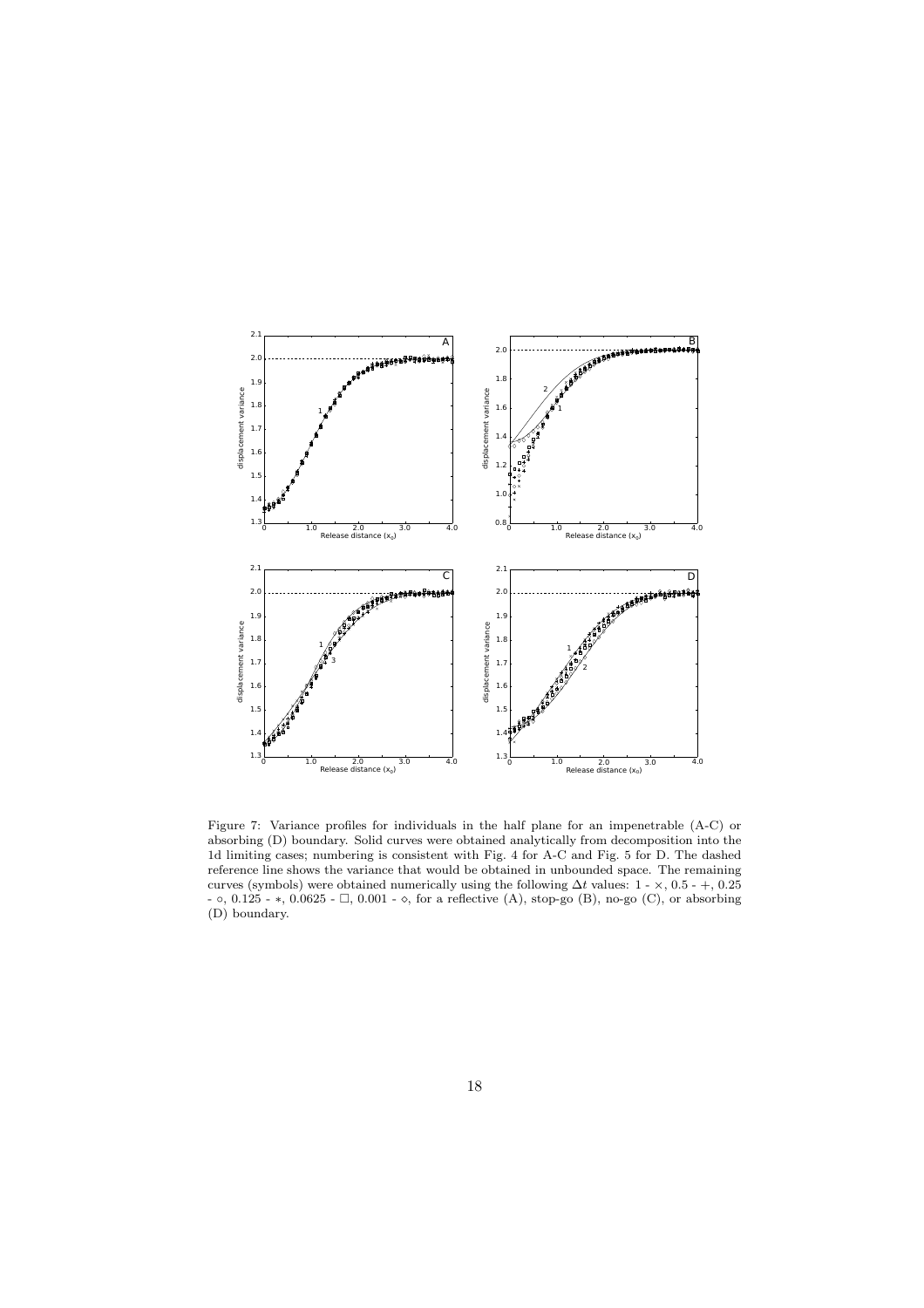Figure 7: Variance profiles for individuals in the half plane for an impenetrable (A-C) or absorbing (D) boundary. Solid curves were obtained analytically from decomposition into the 1d limiting cases; numbering is consistent with Fig. 4 for A-C and Fig. 5 for D. The dashed reference line shows the variance that would be obtained in unbounded space. The remaining curves (symbols) were obtained numerically using the following $\Delta t$ values: 1 - $\times$, 0.5 - $+$, 0.25 - $\circ$, 0.125 - $*$, 0.0625 - $\Box$, 0.001 - $\diamond$, for a reflective (A), stop-go (B), no-go (C), or absorbing (D) boundary.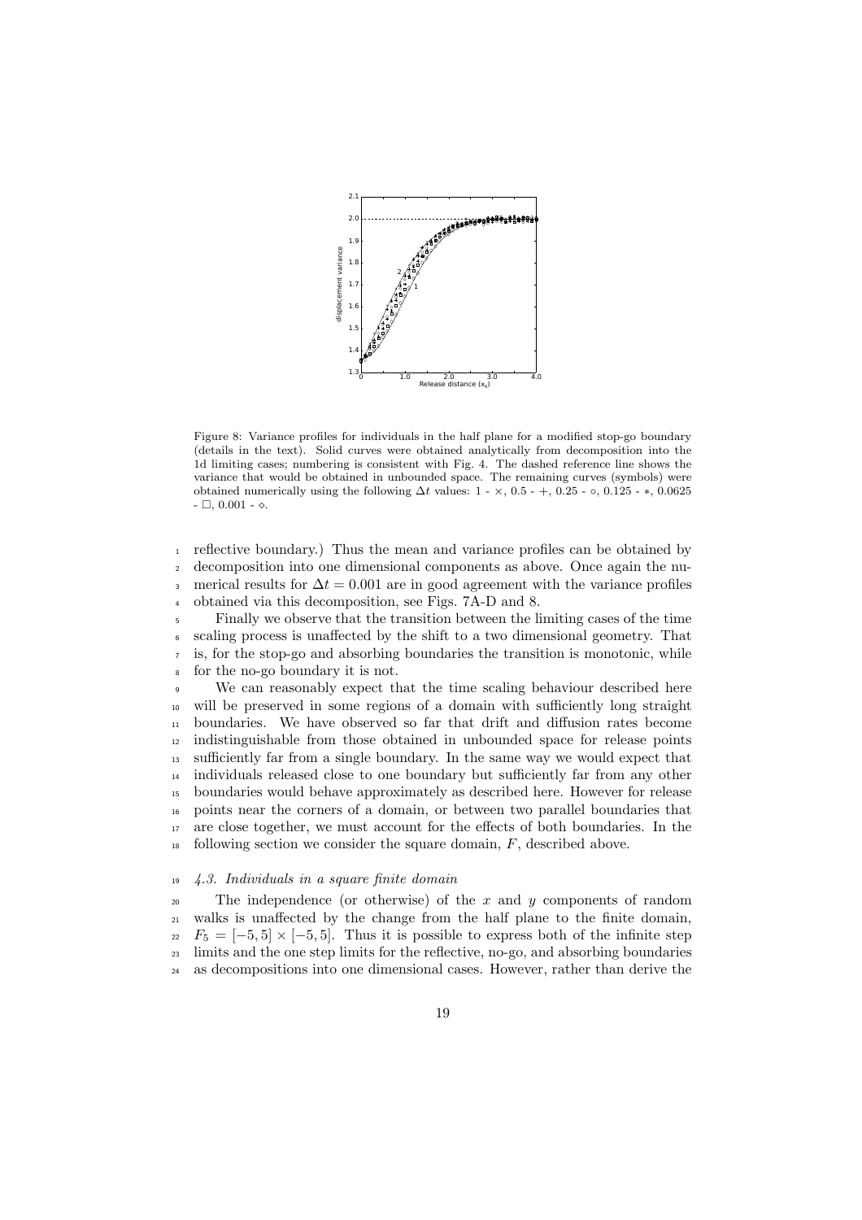Figure 8: Variance profiles for individuals in the half plane for a modified stop-go boundary (details in the text). Solid curves were obtained analytically from decomposition into the 1d limiting cases; numbering is consistent with Fig. 4. The dashed reference line shows the variance that would be obtained in unbounded space. The remaining curves (symbols) were obtained numerically using the following $\Delta t$ values: 1 - $\times$, 0.5 - +, 0.25 - $\circ$, 0.125 - $*$, 0.0625 - $\square$, 0.001 - $\diamond$.

reflective boundary.) Thus the mean and variance profiles can be obtained by decomposition into one dimensional components as above. Once again the numerical results for $\Delta t = 0.001$ are in good agreement with the variance profiles obtained via this decomposition, see Figs. 7A-D and 8.

Finally we observe that the transition between the limiting cases of the time scaling process is unaffected by the shift to a two dimensional geometry. That is, for the stop-go and absorbing boundaries the transition is monotonic, while for the no-go boundary it is not.

We can reasonably expect that the time scaling behaviour described here will be preserved in some regions of a domain with sufficiently long straight boundaries. We have observed so far that drift and diffusion rates become indistinguishable from those obtained in unbounded space for release points sufficiently far from a single boundary. In the same way we would expect that individuals released close to one boundary but sufficiently far from any other boundaries would behave approximately as described here. However for release points near the corners of a domain, or between two parallel boundaries that are close together, we must account for the effects of both boundaries. In the following section we consider the square domain, $F$, described above.

### *4.3. Individuals in a square finite domain*

The independence (or otherwise) of the $x$ and $y$ components of random walks is unaffected by the change from the half plane to the finite domain, $F_5 = [-5, 5] \times [-5, 5]$. Thus it is possible to express both of the infinite step limits and the one step limits for the reflective, no-go, and absorbing boundaries as decompositions into one dimensional cases. However, rather than derive the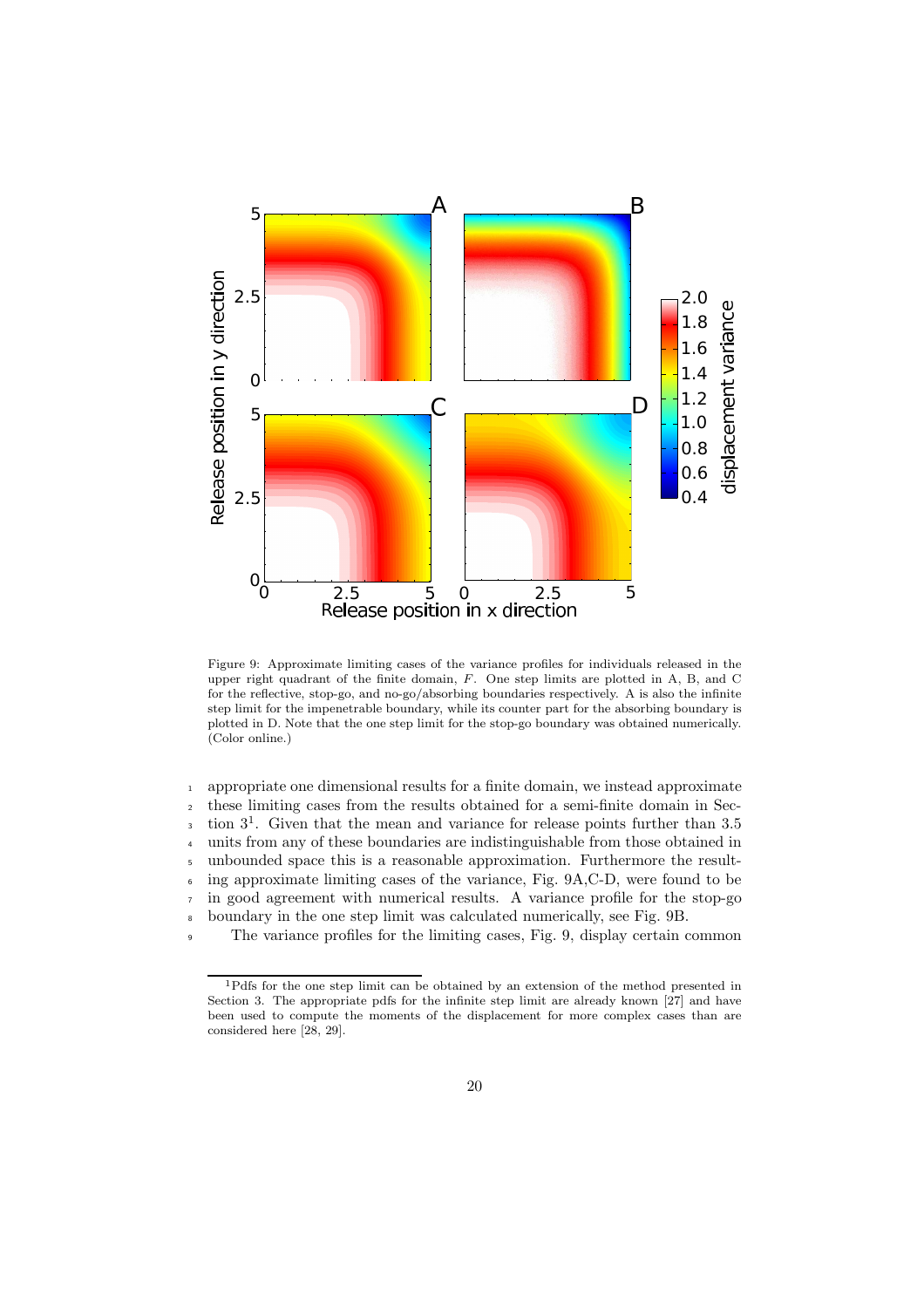Figure 9: Approximate limiting cases of the variance profiles for individuals released in the upper right quadrant of the finite domain, $F$. One step limits are plotted in A, B, and C for the reflective, stop-go, and no-go/absorbing boundaries respectively. A is also the infinite step limit for the impenetrable boundary, while its counter part for the absorbing boundary is plotted in D. Note that the one step limit for the stop-go boundary was obtained numerically. (Color online.)

appropriate one dimensional results for a finite domain, we instead approximate these limiting cases from the results obtained for a semi-finite domain in Section 3[1]. Given that the mean and variance for release points further than 3.5 units from any of these boundaries are indistinguishable from those obtained in unbounded space this is a reasonable approximation. Furthermore the resulting approximate limiting cases of the variance, Fig. 9A,C-D, were found to be in good agreement with numerical results. A variance profile for the stop-go boundary in the one step limit was calculated numerically, see Fig. 9B.

The variance profiles for the limiting cases, Fig. 9, display certain common

[1]Pdfs for the one step limit can be obtained by an extension of the method presented in Section 3. The appropriate pdfs for the infinite step limit are already known [27] and have been used to compute the moments of the displacement for more complex cases than are considered here [28, 29].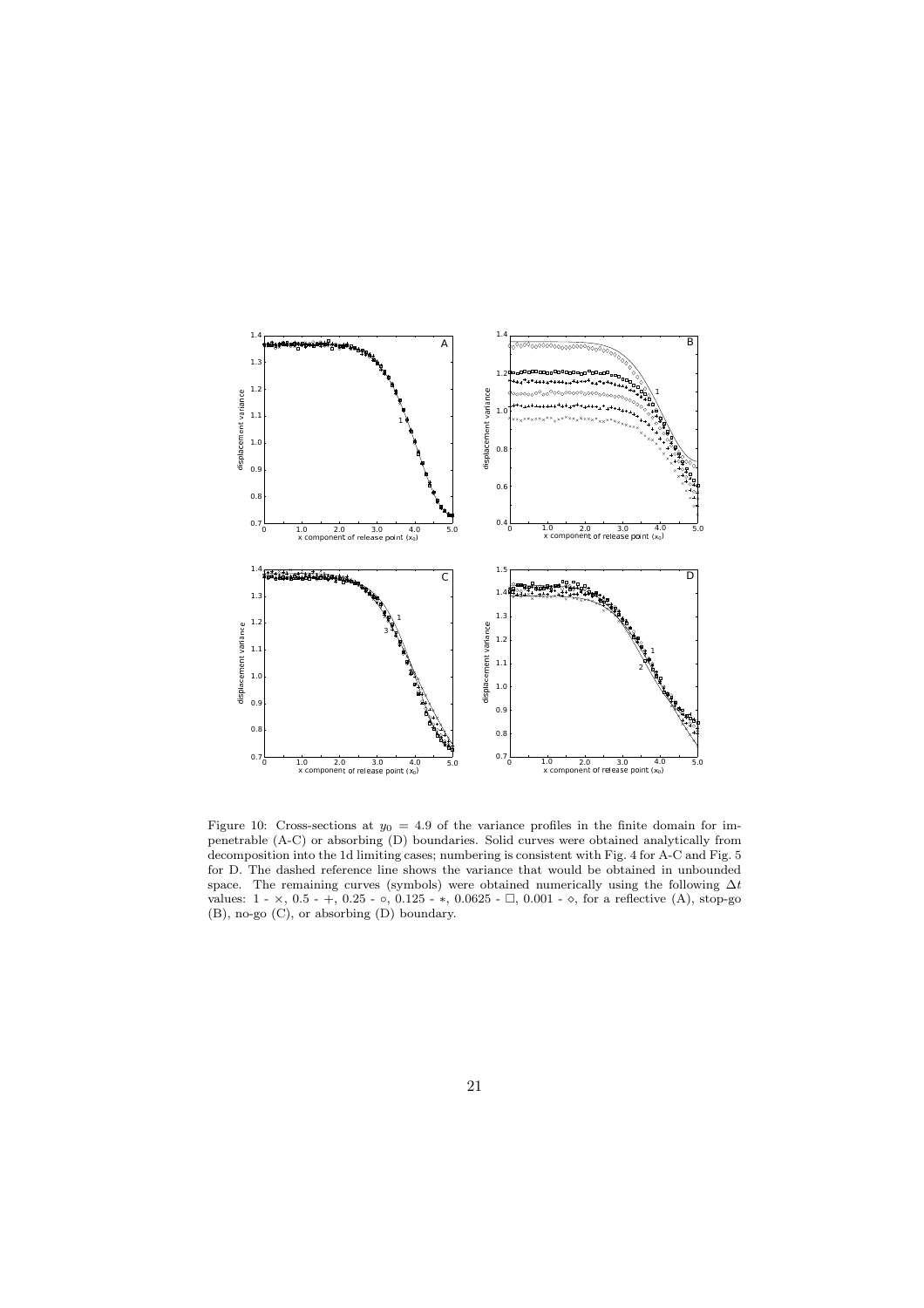Figure 10: Cross-sections at $y_0 = 4.9$ of the variance profiles in the finite domain for impenetrable (A-C) or absorbing (D) boundaries. Solid curves were obtained analytically from decomposition into the 1d limiting cases; numbering is consistent with Fig. 4 for A-C and Fig. 5 for D. The dashed reference line shows the variance that would be obtained in unbounded space. The remaining curves (symbols) were obtained numerically using the following $\Delta t$ values: 1 - $\times$, 0.5 - $+$, 0.25 - $\circ$, 0.125 - $*$, 0.0625 - $\square$, 0.001 - $\diamond$, for a reflective (A), stop-go (B), no-go (C), or absorbing (D) boundary.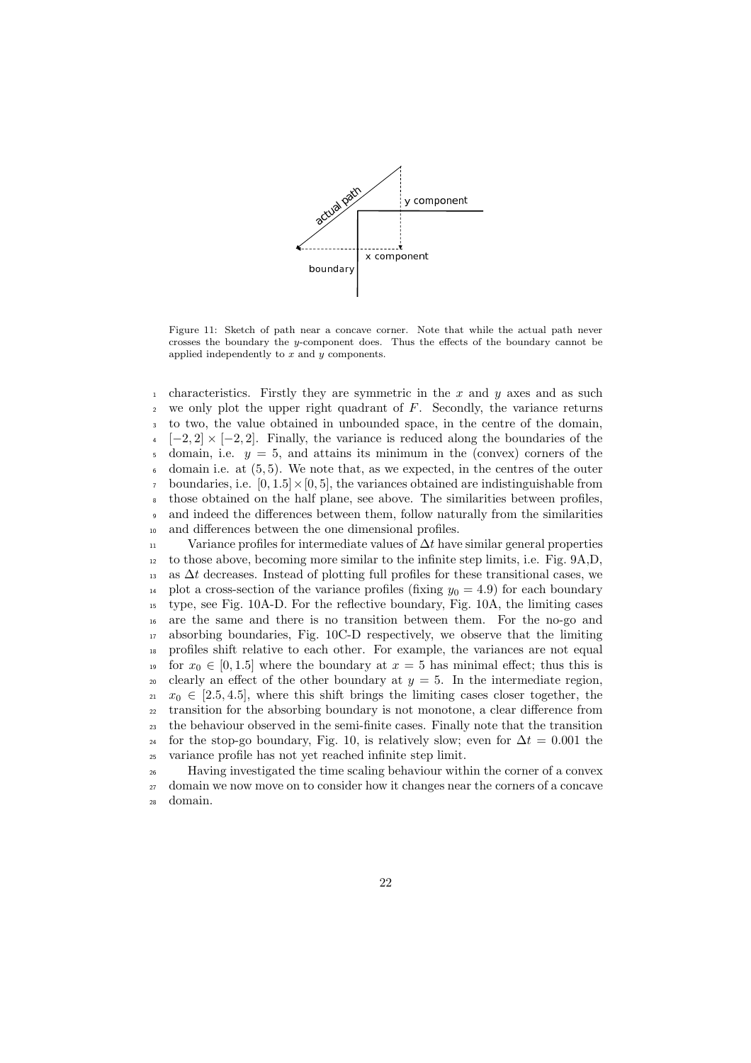Figure 11: Sketch of path near a concave corner. Note that while the actual path never crosses the boundary the $y$-component does. Thus the effects of the boundary cannot be applied independently to $x$ and $y$ components.

characteristics. Firstly they are symmetric in the $x$ and $y$ axes and as such we only plot the upper right quadrant of $F$. Secondly, the variance returns to two, the value obtained in unbounded space, in the centre of the domain, $[-2, 2] \times [-2, 2]$. Finally, the variance is reduced along the boundaries of the domain, i.e. $y = 5$, and attains its minimum in the (convex) corners of the domain i.e. at $(5, 5)$. We note that, as we expected, in the centres of the outer boundaries, i.e. $[0, 1.5] \times [0, 5]$, the variances obtained are indistinguishable from those obtained on the half plane, see above. The similarities between profiles, and indeed the differences between them, follow naturally from the similarities and differences between the one dimensional profiles.

Variance profiles for intermediate values of $\Delta t$ have similar general properties to those above, becoming more similar to the infinite step limits, i.e. Fig. 9A,D, as $\Delta t$ decreases. Instead of plotting full profiles for these transitional cases, we plot a cross-section of the variance profiles (fixing $y_0 = 4.9$) for each boundary type, see Fig. 10A-D. For the reflective boundary, Fig. 10A, the limiting cases are the same and there is no transition between them. For the no-go and absorbing boundaries, Fig. 10C-D respectively, we observe that the limiting profiles shift relative to each other. For example, the variances are not equal for $x_0 \in [0, 1.5]$ where the boundary at $x = 5$ has minimal effect; thus this is clearly an effect of the other boundary at $y = 5$. In the intermediate region, $x_0 \in [2.5, 4.5]$, where this shift brings the limiting cases closer together, the transition for the absorbing boundary is not monotone, a clear difference from the behaviour observed in the semi-finite cases. Finally note that the transition for the stop-go boundary, Fig. 10, is relatively slow; even for $\Delta t = 0.001$ the variance profile has not yet reached infinite step limit.

Having investigated the time scaling behaviour within the corner of a convex domain we now move on to consider how it changes near the corners of a concave domain.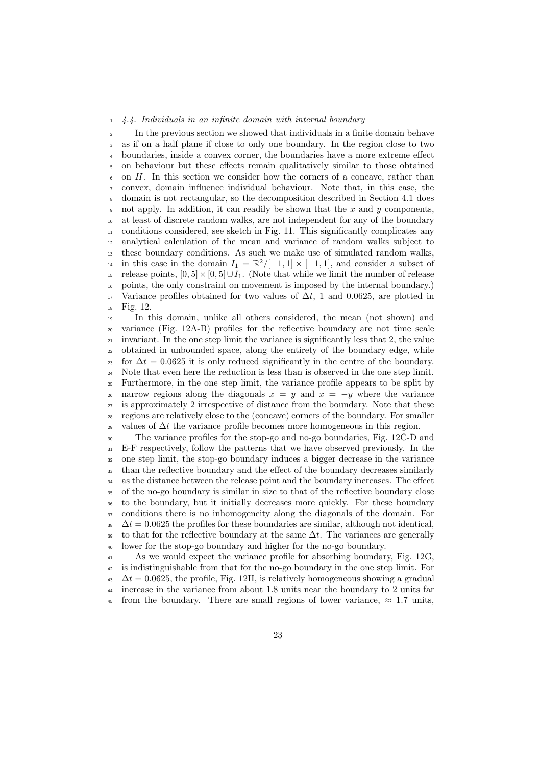### *4.4. Individuals in an infinite domain with internal boundary*

In the previous section we showed that individuals in a finite domain behave as if on a half plane if close to only one boundary. In the region close to two boundaries, inside a convex corner, the boundaries have a more extreme effect on behaviour but these effects remain qualitatively similar to those obtained on $H$. In this section we consider how the corners of a concave, rather than convex, domain influence individual behaviour. Note that, in this case, the domain is not rectangular, so the decomposition described in Section 4.1 does not apply. In addition, it can readily be shown that the $x$ and $y$ components, at least of discrete random walks, are not independent for any of the boundary conditions considered, see sketch in Fig. 11. This significantly complicates any analytical calculation of the mean and variance of random walks subject to these boundary conditions. As such we make use of simulated random walks, in this case in the domain $I_1 = \mathbb{R}^2/[-1,1] \times [-1,1]$, and consider a subset of release points, $[0,5] \times [0,5] \cup I_1$. (Note that while we limit the number of release points, the only constraint on movement is imposed by the internal boundary.) Variance profiles obtained for two values of $\Delta t$, 1 and 0.0625, are plotted in Fig. 12.

In this domain, unlike all others considered, the mean (not shown) and variance (Fig. 12A-B) profiles for the reflective boundary are not time scale invariant. In the one step limit the variance is significantly less that 2, the value obtained in unbounded space, along the entirety of the boundary edge, while for $\Delta t = 0.0625$ it is only reduced significantly in the centre of the boundary. Note that even here the reduction is less than is observed in the one step limit. Furthermore, in the one step limit, the variance profile appears to be split by narrow regions along the diagonals $x = y$ and $x = -y$ where the variance is approximately 2 irrespective of distance from the boundary. Note that these regions are relatively close to the (concave) corners of the boundary. For smaller values of $\Delta t$ the variance profile becomes more homogeneous in this region.

The variance profiles for the stop-go and no-go boundaries, Fig. 12C-D and E-F respectively, follow the patterns that we have observed previously. In the one step limit, the stop-go boundary induces a bigger decrease in the variance than the reflective boundary and the effect of the boundary decreases similarly as the distance between the release point and the boundary increases. The effect of the no-go boundary is similar in size to that of the reflective boundary close to the boundary, but it initially decreases more quickly. For these boundary conditions there is no inhomogeneity along the diagonals of the domain. For $\Delta t = 0.0625$ the profiles for these boundaries are similar, although not identical, to that for the reflective boundary at the same $\Delta t$. The variances are generally lower for the stop-go boundary and higher for the no-go boundary.

As we would expect the variance profile for absorbing boundary, Fig. 12G, is indistinguishable from that for the no-go boundary in the one step limit. For $\Delta t = 0.0625$, the profile, Fig. 12H, is relatively homogeneous showing a gradual increase in the variance from about 1.8 units near the boundary to 2 units far from the boundary. There are small regions of lower variance, $\approx 1.7$ units,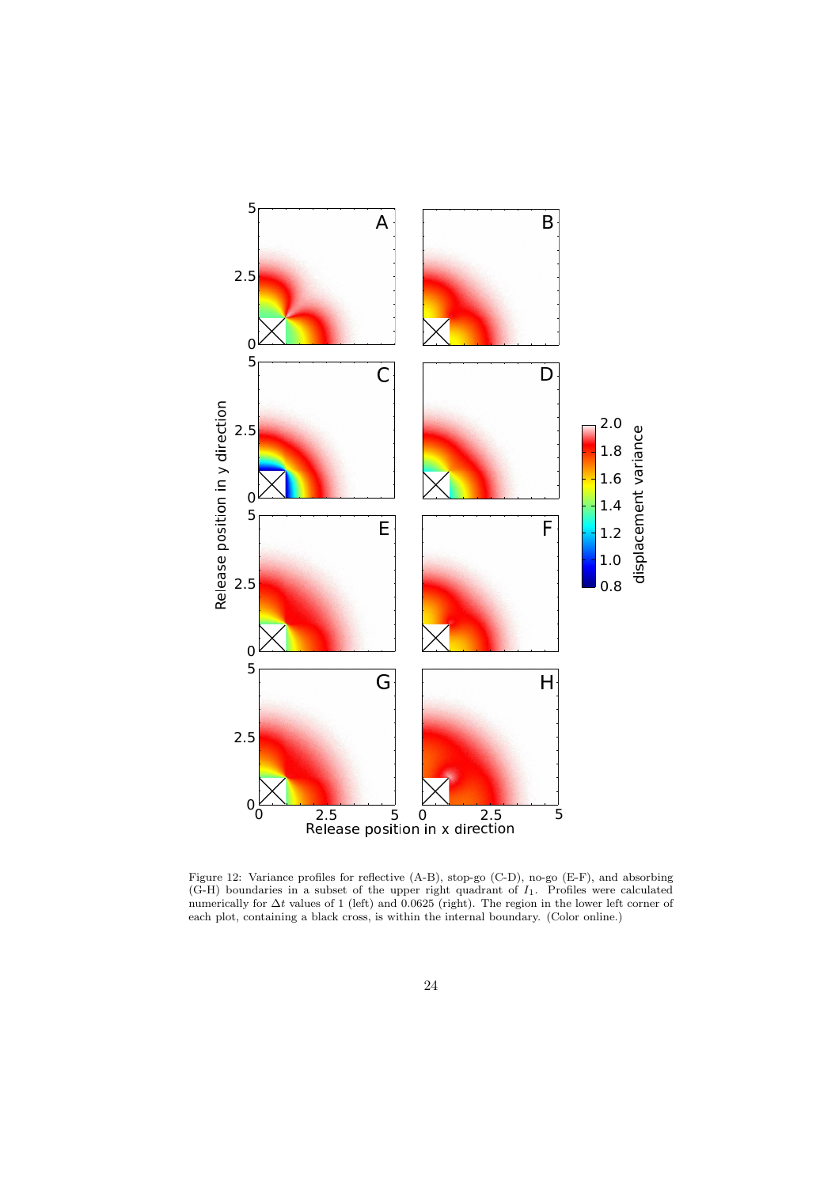Figure 12: Variance profiles for reflective (A-B), stop-go (C-D), no-go (E-F), and absorbing (G-H) boundaries in a subset of the upper right quadrant of $I_1$. Profiles were calculated numerically for $\Delta t$ values of 1 (left) and 0.0625 (right). The region in the lower left corner of each plot, containing a black cross, is within the internal boundary. (Color online.)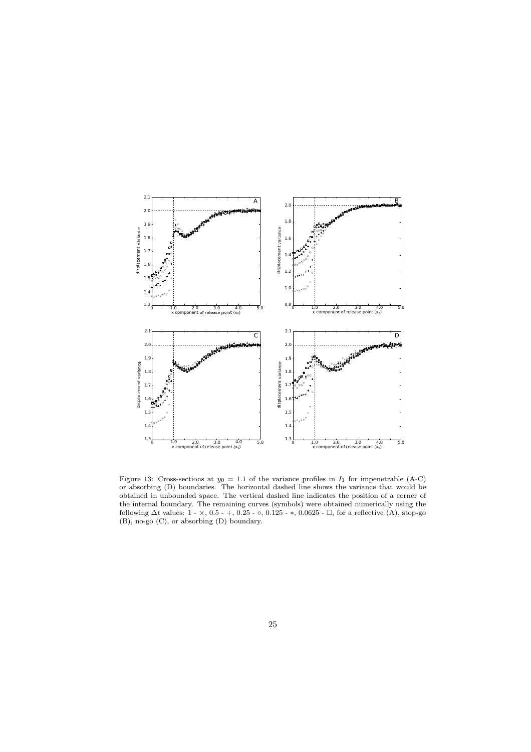Figure 13: Cross-sections at $y_0 = 1.1$ of the variance profiles in $I_1$ for impenetrable (A-C) or absorbing (D) boundaries. The horizontal dashed line shows the variance that would be obtained in unbounded space. The vertical dashed line indicates the position of a corner of the internal boundary. The remaining curves (symbols) were obtained numerically using the following $\Delta t$ values: 1 - $\times$, 0.5 - $+$, 0.25 - $\circ$, 0.125 - $*$, 0.0625 - $\square$, for a reflective (A), stop-go (B), no-go (C), or absorbing (D) boundary.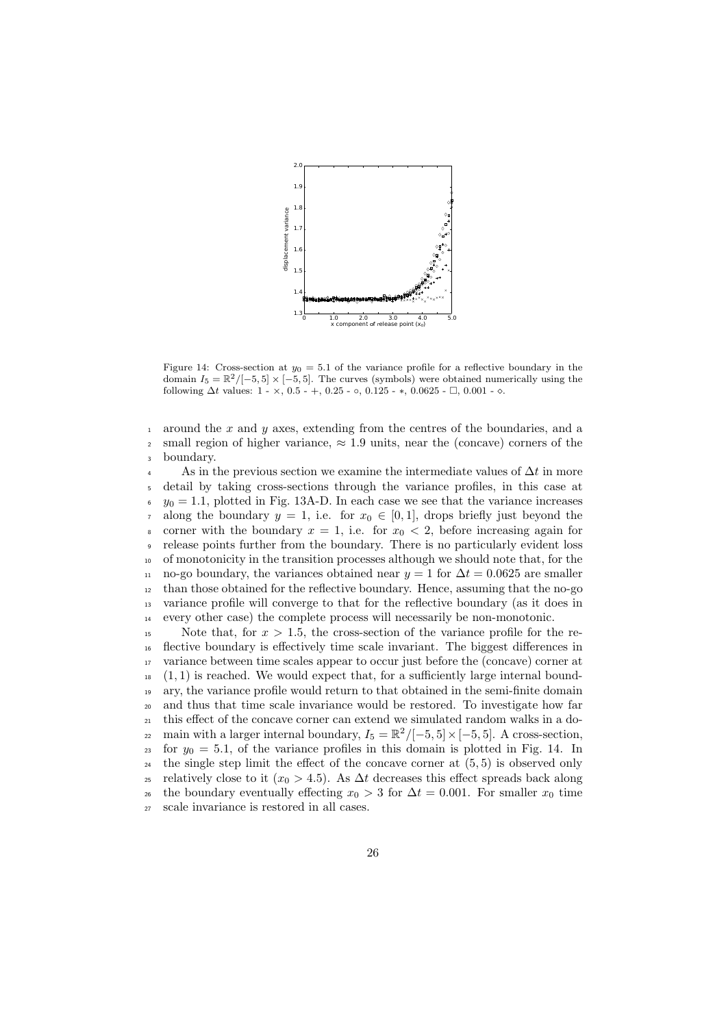Figure 14: Cross-section at $y_0 = 5.1$ of the variance profile for a reflective boundary in the domain $I_5 = \mathbb{R}^2/[-5, 5] \times [-5, 5]$. The curves (symbols) were obtained numerically using the following $\Delta t$ values: 1 - $\times$, 0.5 - $+$, 0.25 - $\circ$, 0.125 - $*$, 0.0625 - $\square$, 0.001 - $\diamond$.

around the $x$ and $y$ axes, extending from the centres of the boundaries, and a small region of higher variance, $\approx 1.9$ units, near the (concave) corners of the boundary.

As in the previous section we examine the intermediate values of $\Delta t$ in more detail by taking cross-sections through the variance profiles, in this case at $y_0 = 1.1$, plotted in Fig. 13A-D. In each case we see that the variance increases along the boundary $y = 1$, i.e. for $x_0 \in [0, 1]$, drops briefly just beyond the corner with the boundary $x = 1$, i.e. for $x_0 < 2$, before increasing again for release points further from the boundary. There is no particularly evident loss of monotonicity in the transition processes although we should note that, for the no-go boundary, the variances obtained near $y = 1$ for $\Delta t = 0.0625$ are smaller than those obtained for the reflective boundary. Hence, assuming that the no-go variance profile will converge to that for the reflective boundary (as it does in every other case) the complete process will necessarily be non-monotonic.

Note that, for $x > 1.5$, the cross-section of the variance profile for the reflective boundary is effectively time scale invariant. The biggest differences in variance between time scales appear to occur just before the (concave) corner at $(1, 1)$ is reached. We would expect that, for a sufficiently large internal boundary, the variance profile would return to that obtained in the semi-finite domain and thus that time scale invariance would be restored. To investigate how far this effect of the concave corner can extend we simulated random walks in a domain with a larger internal boundary, $I_5 = \mathbb{R}^2/[-5, 5] \times [-5, 5]$. A cross-section, for $y_0 = 5.1$, of the variance profiles in this domain is plotted in Fig. 14. In the single step limit the effect of the concave corner at $(5, 5)$ is observed only relatively close to it ($x_0 > 4.5$). As $\Delta t$ decreases this effect spreads back along the boundary eventually effecting $x_0 > 3$ for $\Delta t = 0.001$. For smaller $x_0$ time scale invariance is restored in all cases.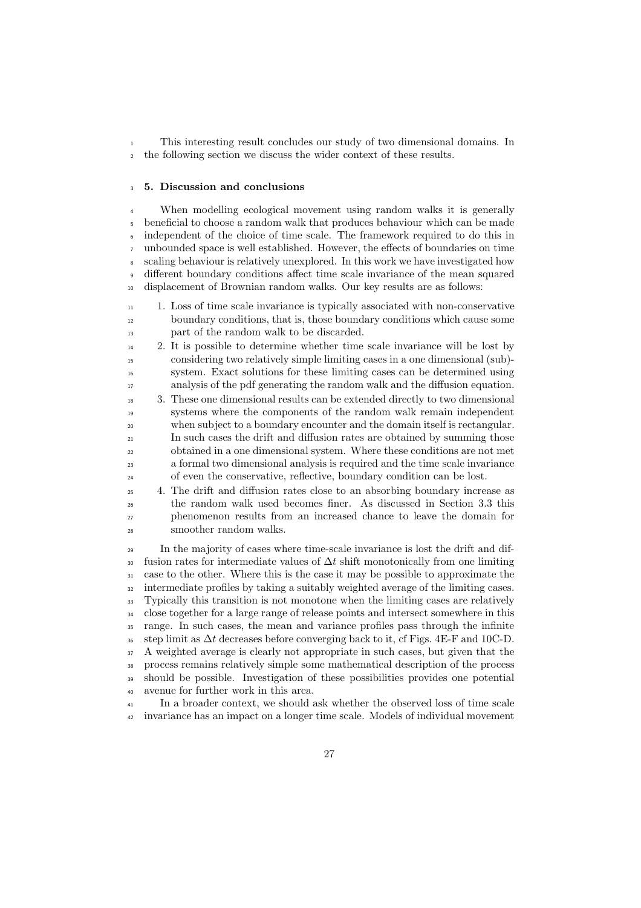This interesting result concludes our study of two dimensional domains. In the following section we discuss the wider context of these results.

## 5. Discussion and conclusions

When modelling ecological movement using random walks it is generally beneficial to choose a random walk that produces behaviour which can be made independent of the choice of time scale. The framework required to do this in unbounded space is well established. However, the effects of boundaries on time scaling behaviour is relatively unexplored. In this work we have investigated how different boundary conditions affect time scale invariance of the mean squared displacement of Brownian random walks. Our key results are as follows:

1. Loss of time scale invariance is typically associated with non-conservative boundary conditions, that is, those boundary conditions which cause some part of the random walk to be discarded.
2. It is possible to determine whether time scale invariance will be lost by considering two relatively simple limiting cases in a one dimensional (sub)-system. Exact solutions for these limiting cases can be determined using analysis of the pdf generating the random walk and the diffusion equation.
3. These one dimensional results can be extended directly to two dimensional systems where the components of the random walk remain independent when subject to a boundary encounter and the domain itself is rectangular. In such cases the drift and diffusion rates are obtained by summing those obtained in a one dimensional system. Where these conditions are not met a formal two dimensional analysis is required and the time scale invariance of even the conservative, reflective, boundary condition can be lost.
4. The drift and diffusion rates close to an absorbing boundary increase as the random walk used becomes finer. As discussed in Section 3.3 this phenomenon results from an increased chance to leave the domain for smoother random walks.

In the majority of cases where time-scale invariance is lost the drift and diffusion rates for intermediate values of $\Delta t$ shift monotonically from one limiting case to the other. Where this is the case it may be possible to approximate the intermediate profiles by taking a suitably weighted average of the limiting cases. Typically this transition is not monotone when the limiting cases are relatively close together for a large range of release points and intersect somewhere in this range. In such cases, the mean and variance profiles pass through the infinite step limit as $\Delta t$ decreases before converging back to it, cf Figs. 4E-F and 10C-D. A weighted average is clearly not appropriate in such cases, but given that the process remains relatively simple some mathematical description of the process should be possible. Investigation of these possibilities provides one potential avenue for further work in this area.

In a broader context, we should ask whether the observed loss of time scale invariance has an impact on a longer time scale. Models of individual movement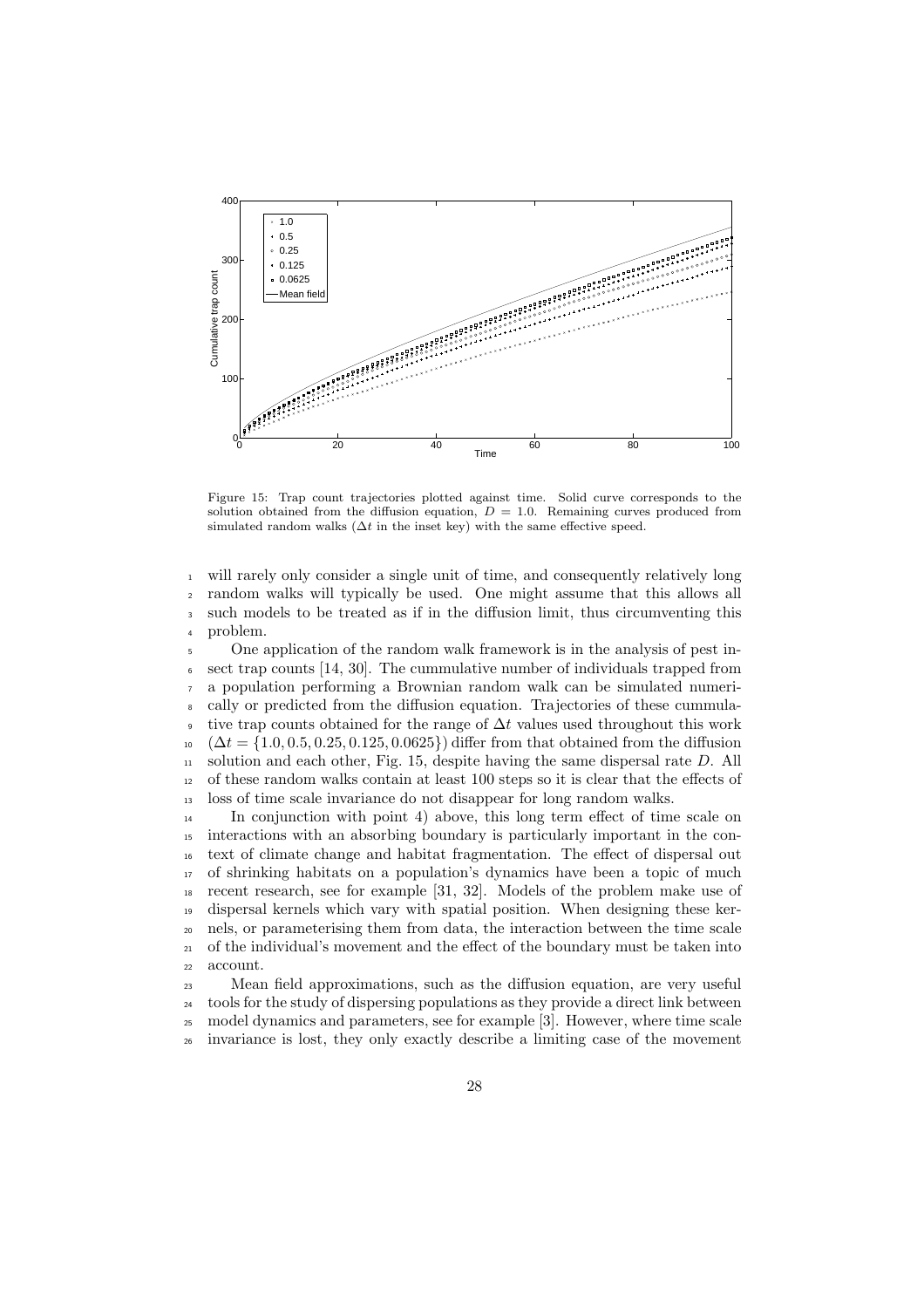Figure 15: Trap count trajectories plotted against time. Solid curve corresponds to the solution obtained from the diffusion equation, $D = 1.0$. Remaining curves produced from simulated random walks ($\Delta t$ in the inset key) with the same effective speed.

will rarely only consider a single unit of time, and consequently relatively long random walks will typically be used. One might assume that this allows all such models to be treated as if in the diffusion limit, thus circumventing this problem.

One application of the random walk framework is in the analysis of pest insect trap counts [14, 30]. The cummulative number of individuals trapped from a population performing a Brownian random walk can be simulated numerically or predicted from the diffusion equation. Trajectories of these cummulative trap counts obtained for the range of $\Delta t$ values used throughout this work ($\Delta t = \{1.0, 0.5, 0.25, 0.125, 0.0625\}$) differ from that obtained from the diffusion solution and each other, Fig. 15, despite having the same dispersal rate $D$. All of these random walks contain at least 100 steps so it is clear that the effects of loss of time scale invariance do not disappear for long random walks.

In conjunction with point 4) above, this long term effect of time scale on interactions with an absorbing boundary is particularly important in the context of climate change and habitat fragmentation. The effect of dispersal out of shrinking habitats on a population's dynamics have been a topic of much recent research, see for example [31, 32]. Models of the problem make use of dispersal kernels which vary with spatial position. When designing these kernels, or parameterising them from data, the interaction between the time scale of the individual's movement and the effect of the boundary must be taken into account.

Mean field approximations, such as the diffusion equation, are very useful tools for the study of dispersing populations as they provide a direct link between model dynamics and parameters, see for example [3]. However, where time scale invariance is lost, they only exactly describe a limiting case of the movement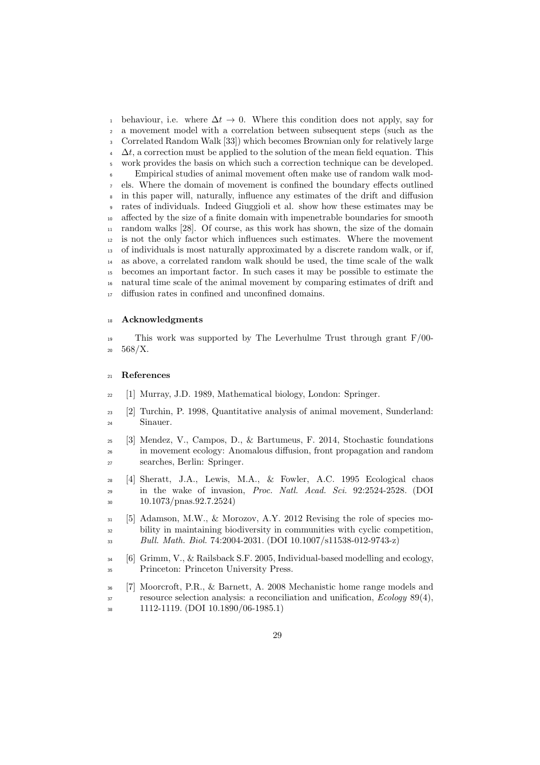behaviour, i.e. where $\Delta t \to 0$. Where this condition does not apply, say for a movement model with a correlation between subsequent steps (such as the Correlated Random Walk [33]) which becomes Brownian only for relatively large $\Delta t$, a correction must be applied to the solution of the mean field equation. This work provides the basis on which such a correction technique can be developed.

Empirical studies of animal movement often make use of random walk models. Where the domain of movement is confined the boundary effects outlined in this paper will, naturally, influence any estimates of the drift and diffusion rates of individuals. Indeed Giuggioli et al. show how these estimates may be affected by the size of a finite domain with impenetrable boundaries for smooth random walks [28]. Of course, as this work has shown, the size of the domain is not the only factor which influences such estimates. Where the movement of individuals is most naturally approximated by a discrete random walk, or if, as above, a correlated random walk should be used, the time scale of the walk becomes an important factor. In such cases it may be possible to estimate the natural time scale of the animal movement by comparing estimates of drift and diffusion rates in confined and unconfined domains.

## Acknowledgments

This work was supported by The Leverhulme Trust through grant F/00-568/X.

## References

[1] Murray, J.D. 1989, Mathematical biology, London: Springer.

[2] Turchin, P. 1998, Quantitative analysis of animal movement, Sunderland: Sinauer.

[3] Mendez, V., Campos, D., & Bartumeus, F. 2014, Stochastic foundations in movement ecology: Anomalous diffusion, front propagation and random searches, Berlin: Springer.

[4] Sheratt, J.A., Lewis, M.A., & Fowler, A.C. 1995 Ecological chaos in the wake of invasion, *Proc. Natl. Acad. Sci.* 92:2524-2528. (DOI 10.1073/pnas.92.7.2524)

[5] Adamson, M.W., & Morozov, A.Y. 2012 Revising the role of species mobility in maintaining biodiversity in communities with cyclic competition, *Bull. Math. Biol.* 74:2004-2031. (DOI 10.1007/s11538-012-9743-z)

[6] Grimm, V., & Railsback S.F. 2005, Individual-based modelling and ecology, Princeton: Princeton University Press.

[7] Moorcroft, P.R., & Barnett, A. 2008 Mechanistic home range models and resource selection analysis: a reconciliation and unification, *Ecology* 89(4), 1112-1119. (DOI 10.1890/06-1985.1)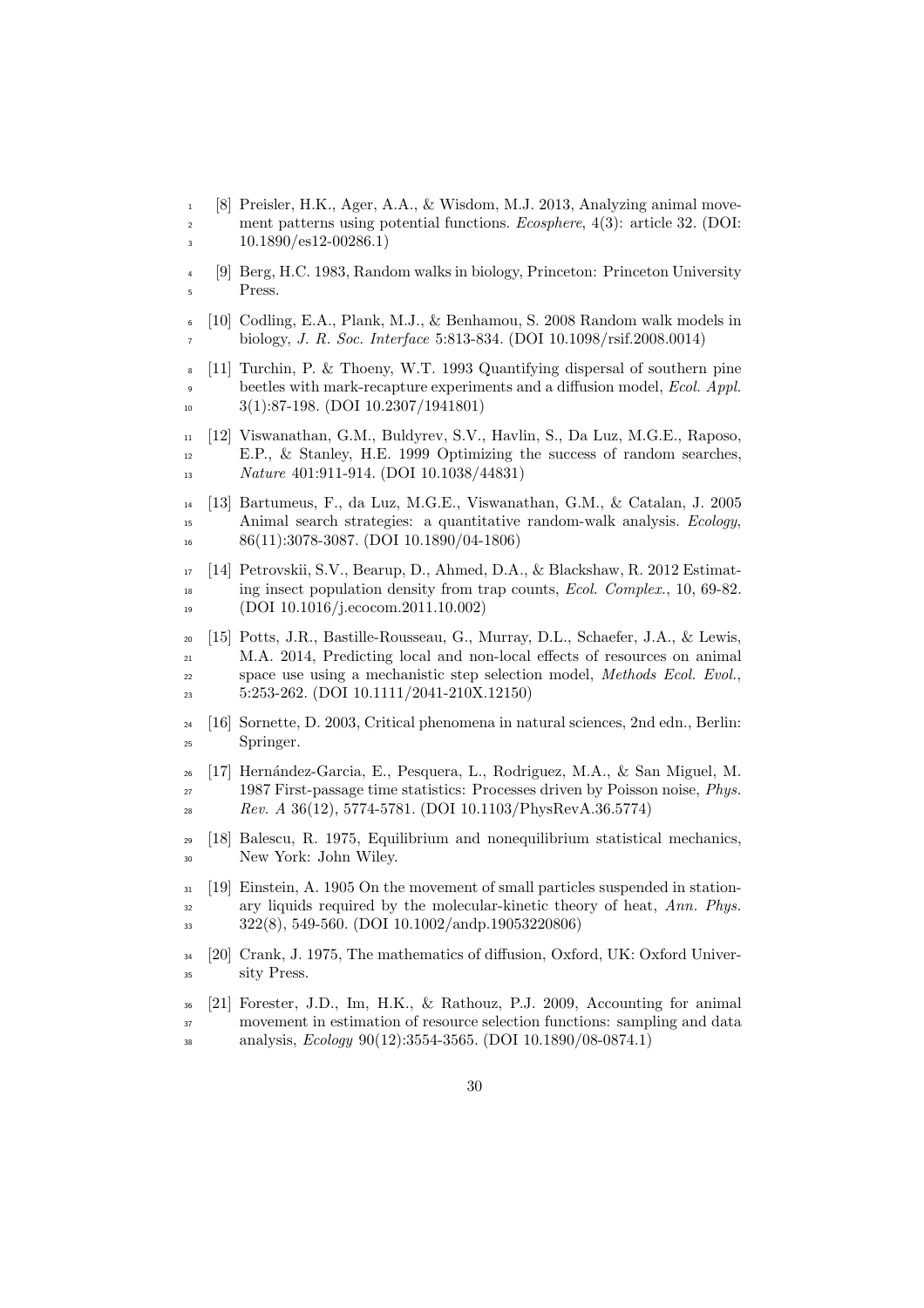[8] Preisler, H.K., Ager, A.A., & Wisdom, M.J. 2013, Analyzing animal movement patterns using potential functions. *Ecosphere*, 4(3): article 32. (DOI: 10.1890/es12-00286.1)

[9] Berg, H.C. 1983, Random walks in biology, Princeton: Princeton University Press.

[10] Codling, E.A., Plank, M.J., & Benhamou, S. 2008 Random walk models in biology, *J. R. Soc. Interface* 5:813-834. (DOI 10.1098/rsif.2008.0014)

[11] Turchin, P. & Thoeny, W.T. 1993 Quantifying dispersal of southern pine beetles with mark-recapture experiments and a diffusion model, *Ecol. Appl.* 3(1):87-198. (DOI 10.2307/1941801)

[12] Viswanathan, G.M., Buldyrev, S.V., Havlin, S., Da Luz, M.G.E., Raposo, E.P., & Stanley, H.E. 1999 Optimizing the success of random searches, *Nature* 401:911-914. (DOI 10.1038/44831)

[13] Bartumeus, F., da Luz, M.G.E., Viswanathan, G.M., & Catalan, J. 2005 Animal search strategies: a quantitative random-walk analysis. *Ecology*, 86(11):3078-3087. (DOI 10.1890/04-1806)

[14] Petrovskii, S.V., Bearup, D., Ahmed, D.A., & Blackshaw, R. 2012 Estimating insect population density from trap counts, *Ecol. Complex.*, 10, 69-82. (DOI 10.1016/j.ecocom.2011.10.002)

[15] Potts, J.R., Bastille-Rousseau, G., Murray, D.L., Schaefer, J.A., & Lewis, M.A. 2014, Predicting local and non-local effects of resources on animal space use using a mechanistic step selection model, *Methods Ecol. Evol.*, 5:253-262. (DOI 10.1111/2041-210X.12150)

[16] Sornette, D. 2003, Critical phenomena in natural sciences, 2nd edn., Berlin: Springer.

[17] Hernández-Garcia, E., Pesquera, L., Rodriguez, M.A., & San Miguel, M. 1987 First-passage time statistics: Processes driven by Poisson noise, *Phys. Rev. A* 36(12), 5774-5781. (DOI 10.1103/PhysRevA.36.5774)

[18] Balescu, R. 1975, Equilibrium and nonequilibrium statistical mechanics, New York: John Wiley.

[19] Einstein, A. 1905 On the movement of small particles suspended in stationary liquids required by the molecular-kinetic theory of heat, *Ann. Phys.* 322(8), 549-560. (DOI 10.1002/andp.19053220806)

[20] Crank, J. 1975, The mathematics of diffusion, Oxford, UK: Oxford University Press.

[21] Forester, J.D., Im, H.K., & Rathouz, P.J. 2009, Accounting for animal movement in estimation of resource selection functions: sampling and data analysis, *Ecology* 90(12):3554-3565. (DOI 10.1890/08-0874.1)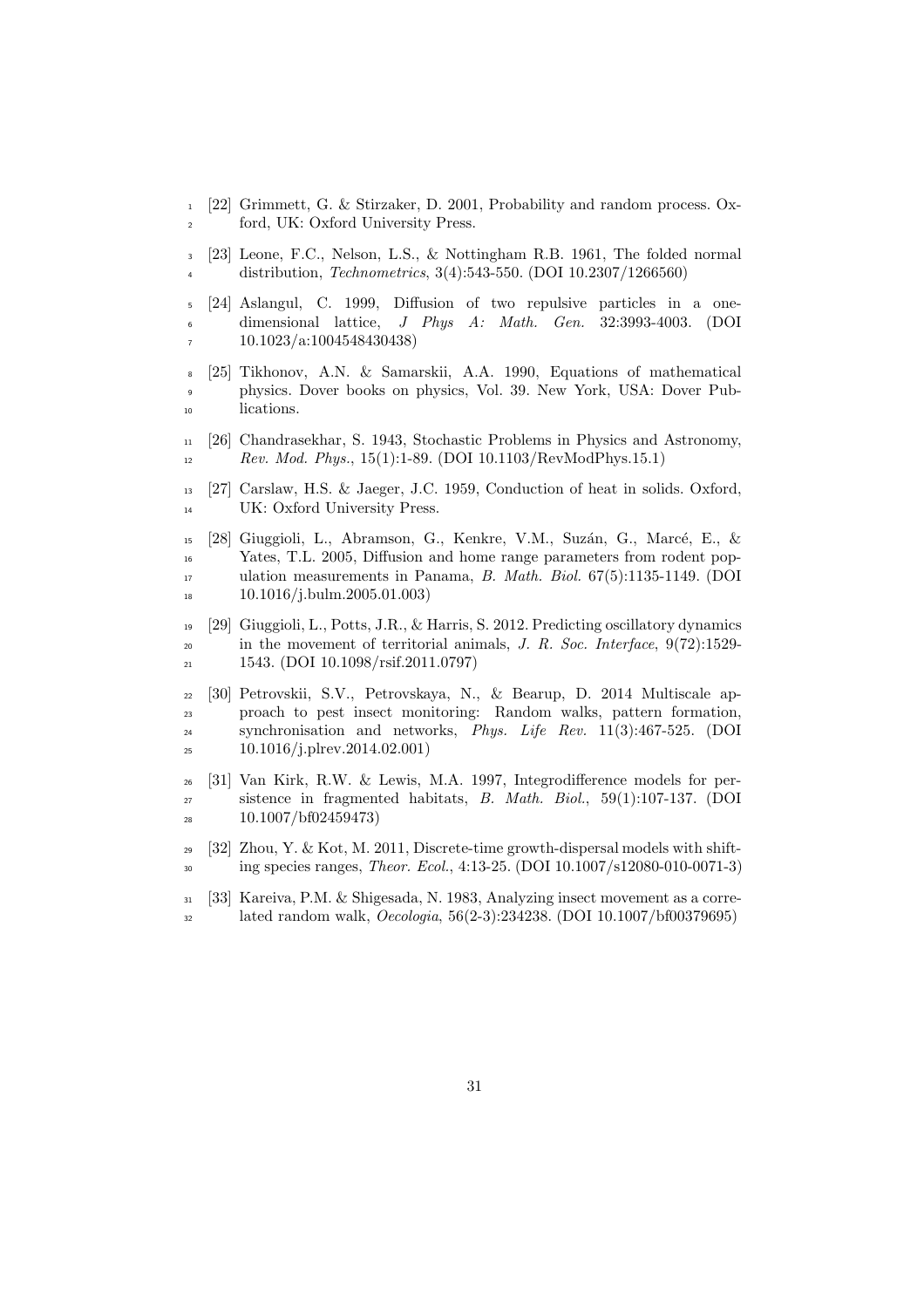[22] Grimmett, G. & Stirzaker, D. 2001, Probability and random process. Oxford, UK: Oxford University Press.

[23] Leone, F.C., Nelson, L.S., & Nottingham R.B. 1961, The folded normal distribution, *Technometrics*, 3(4):543-550. (DOI 10.2307/1266560)

[24] Aslangul, C. 1999, Diffusion of two repulsive particles in a one-dimensional lattice, *J Phys A: Math. Gen.* 32:3993-4003. (DOI 10.1023/a:1004548430438)

[25] Tikhonov, A.N. & Samarskii, A.A. 1990, Equations of mathematical physics. Dover books on physics, Vol. 39. New York, USA: Dover Publications.

[26] Chandrasekhar, S. 1943, Stochastic Problems in Physics and Astronomy, *Rev. Mod. Phys.*, 15(1):1-89. (DOI 10.1103/RevModPhys.15.1)

[27] Carslaw, H.S. & Jaeger, J.C. 1959, Conduction of heat in solids. Oxford, UK: Oxford University Press.

[28] Giuggioli, L., Abramson, G., Kenkre, V.M., Suzán, G., Marcé, E., & Yates, T.L. 2005, Diffusion and home range parameters from rodent population measurements in Panama, *B. Math. Biol.* 67(5):1135-1149. (DOI 10.1016/j.bulm.2005.01.003)

[29] Giuggioli, L., Potts, J.R., & Harris, S. 2012. Predicting oscillatory dynamics in the movement of territorial animals, *J. R. Soc. Interface*, 9(72):1529-1543. (DOI 10.1098/rsif.2011.0797)

[30] Petrovskii, S.V., Petrovskaya, N., & Bearup, D. 2014 Multiscale approach to pest insect monitoring: Random walks, pattern formation, synchronisation and networks, *Phys. Life Rev.* 11(3):467-525. (DOI 10.1016/j.plrev.2014.02.001)

[31] Van Kirk, R.W. & Lewis, M.A. 1997, Integrodifference models for persistence in fragmented habitats, *B. Math. Biol.*, 59(1):107-137. (DOI 10.1007/bf02459473)

[32] Zhou, Y. & Kot, M. 2011, Discrete-time growth-dispersal models with shifting species ranges, *Theor. Ecol.*, 4:13-25. (DOI 10.1007/s12080-010-0071-3)

[33] Kareiva, P.M. & Shigesada, N. 1983, Analyzing insect movement as a correlated random walk, *Oecologia*, 56(2-3):234238. (DOI 10.1007/bf00379695)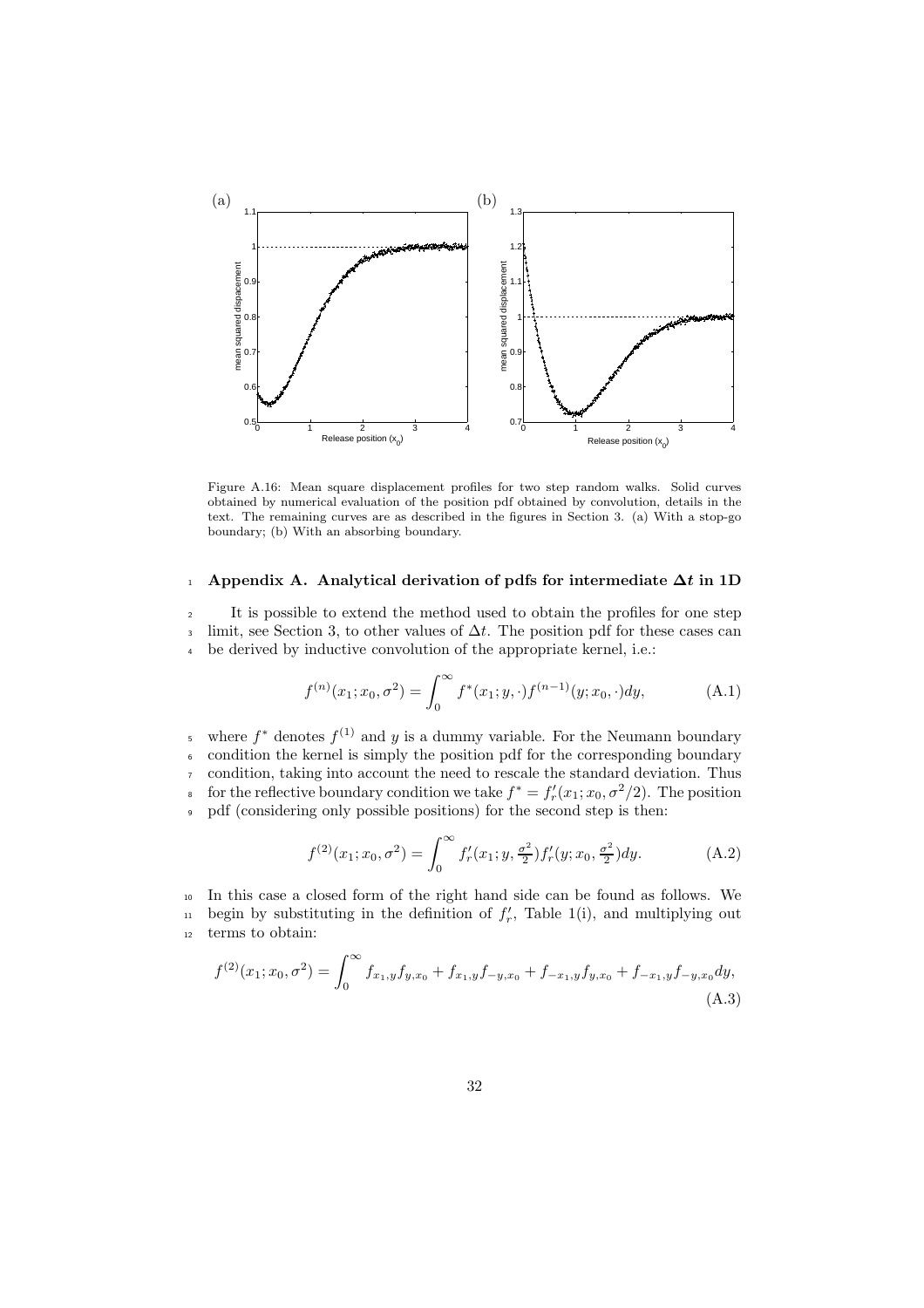Figure A.16: Mean square displacement profiles for two step random walks. Solid curves obtained by numerical evaluation of the position pdf obtained by convolution, details in the text. The remaining curves are as described in the figures in Section 3. (a) With a stop-go boundary; (b) With an absorbing boundary.

## Appendix A. Analytical derivation of pdfs for intermediate $\Delta t$ in 1D

It is possible to extend the method used to obtain the profiles for one step limit, see Section 3, to other values of $\Delta t$. The position pdf for these cases can be derived by inductive convolution of the appropriate kernel, i.e.:

$$f^{(n)}(x_1; x_0, \sigma^2) = \int_0^\infty f^*(x_1; y, \cdot) f^{(n-1)}(y; x_0, \cdot) dy, \tag{A.1}$$

where $f^*$ denotes $f^{(1)}$ and $y$ is a dummy variable. For the Neumann boundary condition the kernel is simply the position pdf for the corresponding boundary condition, taking into account the need to rescale the standard deviation. Thus for the reflective boundary condition we take $f^* = f_r'(x_1; x_0, \sigma^2/2)$. The position pdf (considering only possible positions) for the second step is then:

$$f^{(2)}(x_1; x_0, \sigma^2) = \int_0^\infty f_r'(x_1; y, \tfrac{\sigma^2}{2}) f_r'(y; x_0, \tfrac{\sigma^2}{2}) dy. \tag{A.2}$$

In this case a closed form of the right hand side can be found as follows. We begin by substituting in the definition of $f_r'$, Table 1(i), and multiplying out terms to obtain:

$$f^{(2)}(x_1; x_0, \sigma^2) = \int_0^\infty f_{x_1,y} f_{y,x_0} + f_{x_1,y} f_{-y,x_0} + f_{-x_1,y} f_{y,x_0} + f_{-x_1,y} f_{-y,x_0} dy, \tag{A.3}$$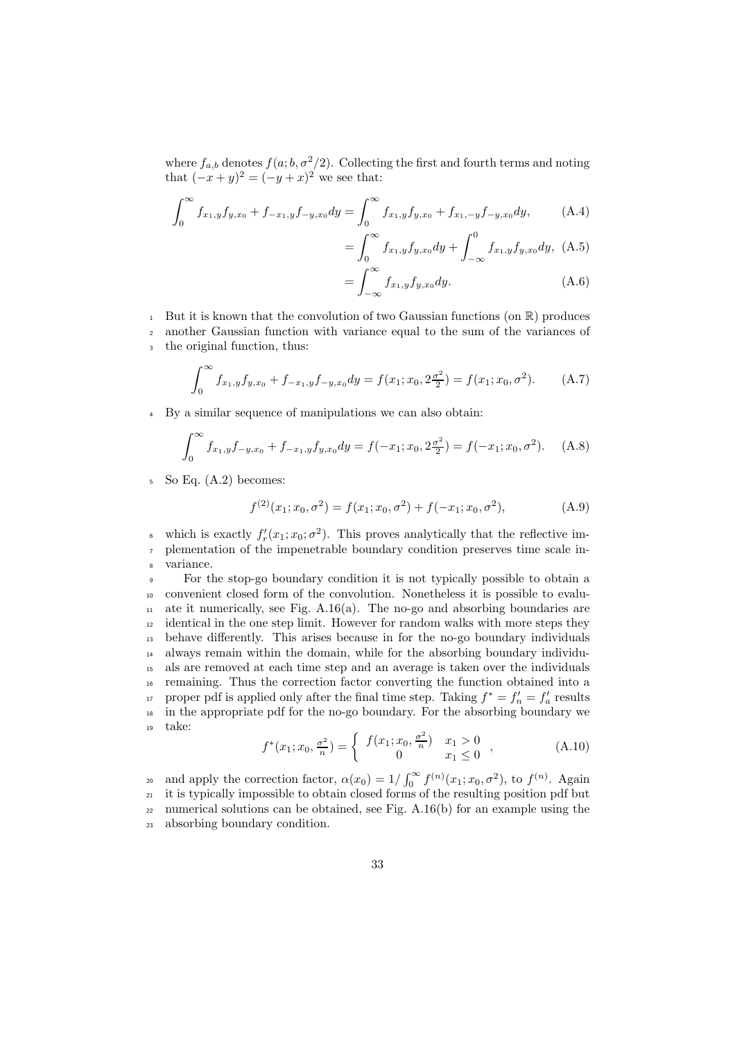where $f_{a,b}$ denotes $f(a; b, \sigma^2/2)$. Collecting the first and fourth terms and noting that $(-x+y)^2 = (-y+x)^2$ we see that:

$$\int_0^\infty f_{x_1,y} f_{y,x_0} + f_{-x_1,y} f_{-y,x_0} dy = \int_0^\infty f_{x_1,y} f_{y,x_0} + f_{x_1,-y} f_{-y,x_0} dy, \tag{A.4}$$

$$= \int_0^\infty f_{x_1,y} f_{y,x_0} dy + \int_{-\infty}^0 f_{x_1,y} f_{y,x_0} dy, \tag{A.5}$$

$$= \int_{-\infty}^\infty f_{x_1,y} f_{y,x_0} dy. \tag{A.6}$$

But it is known that the convolution of two Gaussian functions (on $\mathbb{R}$) produces another Gaussian function with variance equal to the sum of the variances of the original function, thus:

$$\int_0^\infty f_{x_1,y} f_{y,x_0} + f_{-x_1,y} f_{-y,x_0} dy = f(x_1; x_0, 2\tfrac{\sigma^2}{2}) = f(x_1; x_0, \sigma^2). \tag{A.7}$$

By a similar sequence of manipulations we can also obtain:

$$\int_0^\infty f_{x_1,y} f_{-y,x_0} + f_{-x_1,y} f_{y,x_0} dy = f(-x_1; x_0, 2\tfrac{\sigma^2}{2}) = f(-x_1; x_0, \sigma^2). \tag{A.8}$$

So Eq. (A.2) becomes:

$$f^{(2)}(x_1; x_0, \sigma^2) = f(x_1; x_0, \sigma^2) + f(-x_1; x_0, \sigma^2), \tag{A.9}$$

which is exactly $f_r'(x_1; x_0; \sigma^2)$. This proves analytically that the reflective implementation of the impenetrable boundary condition preserves time scale invariance.

For the stop-go boundary condition it is not typically possible to obtain a convenient closed form of the convolution. Nonetheless it is possible to evaluate it numerically, see Fig. A.16(a). The no-go and absorbing boundaries are identical in the one step limit. However for random walks with more steps they behave differently. This arises because in for the no-go boundary individuals always remain within the domain, while for the absorbing boundary individuals are removed at each time step and an average is taken over the individuals remaining. Thus the correction factor converting the function obtained into a proper pdf is applied only after the final time step. Taking $f^* = f_n' = f_a'$ results in the appropriate pdf for the no-go boundary. For the absorbing boundary we take:

$$f^*(x_1; x_0, \tfrac{\sigma^2}{n}) = \begin{cases} f(x_1; x_0, \frac{\sigma^2}{n}) & x_1 > 0 \\ 0 & x_1 \leq 0 \end{cases}, \tag{A.10}$$

and apply the correction factor, $\alpha(x_0) = 1/\int_0^\infty f^{(n)}(x_1; x_0, \sigma^2)$, to $f^{(n)}$. Again it is typically impossible to obtain closed forms of the resulting position pdf but numerical solutions can be obtained, see Fig. A.16(b) for an example using the absorbing boundary condition.